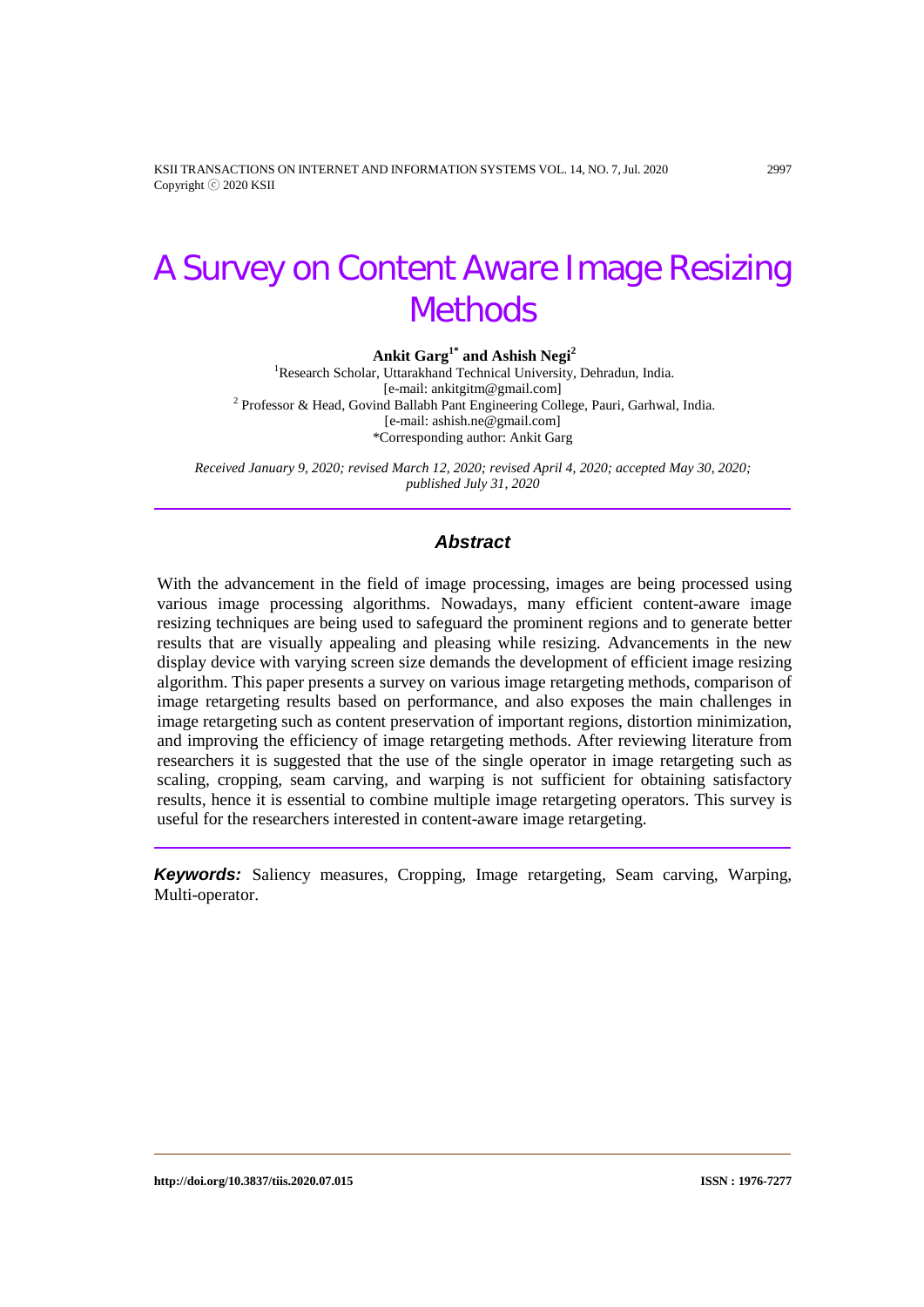# A Survey on Content Aware Image Resizing Methods

**Ankit Garg**[1*] **and Ashish Negi**[2]

[1]Research Scholar, Uttarakhand Technical University, Dehradun, India.
[e-mail: ankitgitm@gmail.com]
[2] Professor & Head, Govind Ballabh Pant Engineering College, Pauri, Garhwal, India.
[e-mail: ashish.ne@gmail.com]
*Corresponding author: Ankit Garg

*Received January 9, 2020; revised March 12, 2020; revised April 4, 2020; accepted May 30, 2020; published July 31, 2020*

## *Abstract*

With the advancement in the field of image processing, images are being processed using various image processing algorithms. Nowadays, many efficient content-aware image resizing techniques are being used to safeguard the prominent regions and to generate better results that are visually appealing and pleasing while resizing. Advancements in the new display device with varying screen size demands the development of efficient image resizing algorithm. This paper presents a survey on various image retargeting methods, comparison of image retargeting results based on performance, and also exposes the main challenges in image retargeting such as content preservation of important regions, distortion minimization, and improving the efficiency of image retargeting methods. After reviewing literature from researchers it is suggested that the use of the single operator in image retargeting such as scaling, cropping, seam carving, and warping is not sufficient for obtaining satisfactory results, hence it is essential to combine multiple image retargeting operators. This survey is useful for the researchers interested in content-aware image retargeting.

***Keywords:*** Saliency measures, Cropping, Image retargeting, Seam carving, Warping, Multi-operator.

http://doi.org/10.3837/tiis.2020.07.015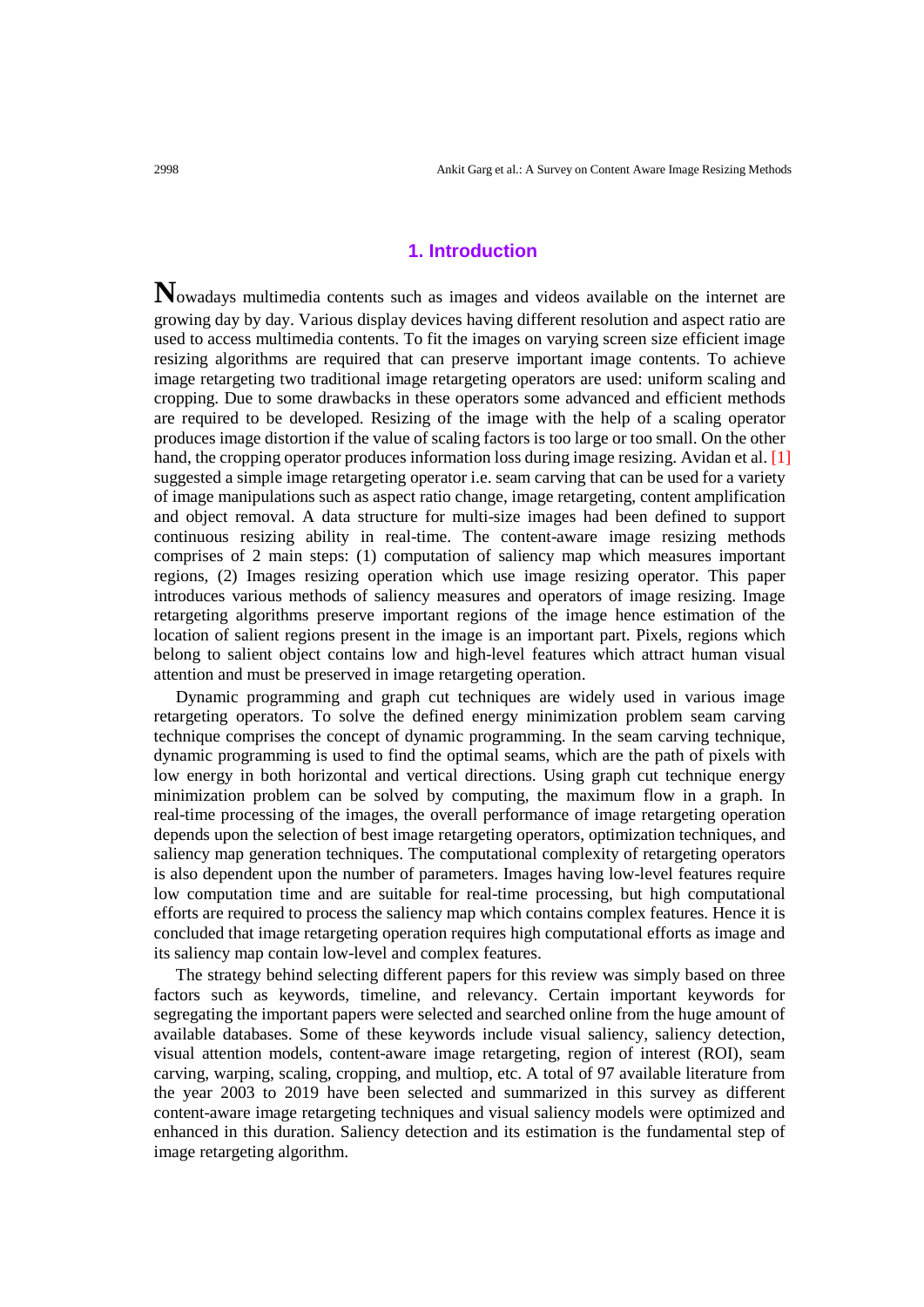## 1. Introduction

Nowadays multimedia contents such as images and videos available on the internet are growing day by day. Various display devices having different resolution and aspect ratio are used to access multimedia contents. To fit the images on varying screen size efficient image resizing algorithms are required that can preserve important image contents. To achieve image retargeting two traditional image retargeting operators are used: uniform scaling and cropping. Due to some drawbacks in these operators some advanced and efficient methods are required to be developed. Resizing of the image with the help of a scaling operator produces image distortion if the value of scaling factors is too large or too small. On the other hand, the cropping operator produces information loss during image resizing. Avidan et al. [1] suggested a simple image retargeting operator i.e. seam carving that can be used for a variety of image manipulations such as aspect ratio change, image retargeting, content amplification and object removal. A data structure for multi-size images had been defined to support continuous resizing ability in real-time. The content-aware image resizing methods comprises of 2 main steps: (1) computation of saliency map which measures important regions, (2) Images resizing operation which use image resizing operator. This paper introduces various methods of saliency measures and operators of image resizing. Image retargeting algorithms preserve important regions of the image hence estimation of the location of salient regions present in the image is an important part. Pixels, regions which belong to salient object contains low and high-level features which attract human visual attention and must be preserved in image retargeting operation.

Dynamic programming and graph cut techniques are widely used in various image retargeting operators. To solve the defined energy minimization problem seam carving technique comprises the concept of dynamic programming. In the seam carving technique, dynamic programming is used to find the optimal seams, which are the path of pixels with low energy in both horizontal and vertical directions. Using graph cut technique energy minimization problem can be solved by computing, the maximum flow in a graph. In real-time processing of the images, the overall performance of image retargeting operation depends upon the selection of best image retargeting operators, optimization techniques, and saliency map generation techniques. The computational complexity of retargeting operators is also dependent upon the number of parameters. Images having low-level features require low computation time and are suitable for real-time processing, but high computational efforts are required to process the saliency map which contains complex features. Hence it is concluded that image retargeting operation requires high computational efforts as image and its saliency map contain low-level and complex features.

The strategy behind selecting different papers for this review was simply based on three factors such as keywords, timeline, and relevancy. Certain important keywords for segregating the important papers were selected and searched online from the huge amount of available databases. Some of these keywords include visual saliency, saliency detection, visual attention models, content-aware image retargeting, region of interest (ROI), seam carving, warping, scaling, cropping, and multiop, etc. A total of 97 available literature from the year 2003 to 2019 have been selected and summarized in this survey as different content-aware image retargeting techniques and visual saliency models were optimized and enhanced in this duration. Saliency detection and its estimation is the fundamental step of image retargeting algorithm.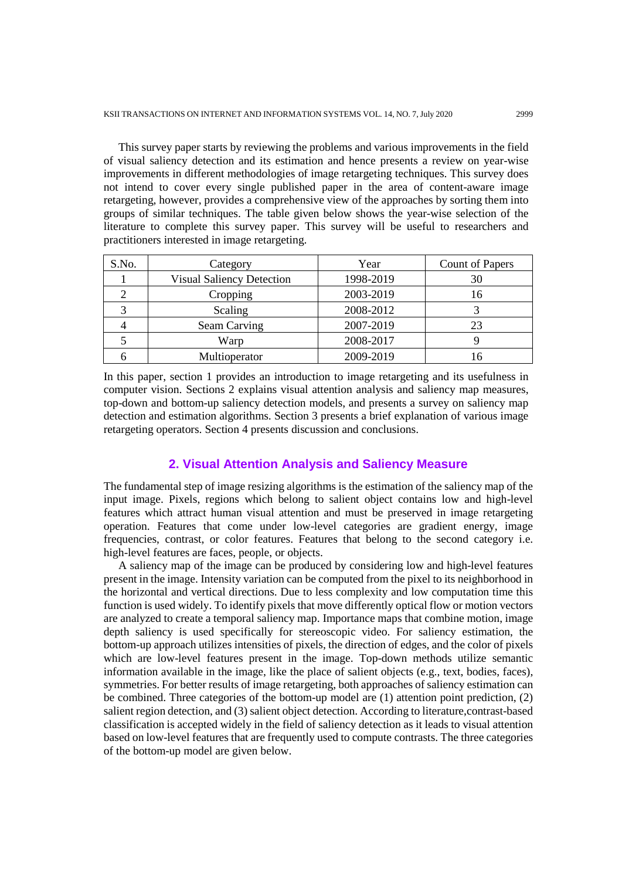This survey paper starts by reviewing the problems and various improvements in the field of visual saliency detection and its estimation and hence presents a review on year-wise improvements in different methodologies of image retargeting techniques. This survey does not intend to cover every single published paper in the area of content-aware image retargeting, however, provides a comprehensive view of the approaches by sorting them into groups of similar techniques. The table given below shows the year-wise selection of the literature to complete this survey paper. This survey will be useful to researchers and practitioners interested in image retargeting.

| S.No. | Category | Year | Count of Papers |
|---|---|---|---|
| 1 | Visual Saliency Detection | 1998-2019 | 30 |
| 2 | Cropping | 2003-2019 | 16 |
| 3 | Scaling | 2008-2012 | 3 |
| 4 | Seam Carving | 2007-2019 | 23 |
| 5 | Warp | 2008-2017 | 9 |
| 6 | Multioperator | 2009-2019 | 16 |

In this paper, section 1 provides an introduction to image retargeting and its usefulness in computer vision. Sections 2 explains visual attention analysis and saliency map measures, top-down and bottom-up saliency detection models, and presents a survey on saliency map detection and estimation algorithms. Section 3 presents a brief explanation of various image retargeting operators. Section 4 presents discussion and conclusions.

## 2. Visual Attention Analysis and Saliency Measure

The fundamental step of image resizing algorithms is the estimation of the saliency map of the input image. Pixels, regions which belong to salient object contains low and high-level features which attract human visual attention and must be preserved in image retargeting operation. Features that come under low-level categories are gradient energy, image frequencies, contrast, or color features. Features that belong to the second category i.e. high-level features are faces, people, or objects.

A saliency map of the image can be produced by considering low and high-level features present in the image. Intensity variation can be computed from the pixel to its neighborhood in the horizontal and vertical directions. Due to less complexity and low computation time this function is used widely. To identify pixels that move differently optical flow or motion vectors are analyzed to create a temporal saliency map. Importance maps that combine motion, image depth saliency is used specifically for stereoscopic video. For saliency estimation, the bottom-up approach utilizes intensities of pixels, the direction of edges, and the color of pixels which are low-level features present in the image. Top-down methods utilize semantic information available in the image, like the place of salient objects (e.g., text, bodies, faces), symmetries. For better results of image retargeting, both approaches of saliency estimation can be combined. Three categories of the bottom-up model are (1) attention point prediction, (2) salient region detection, and (3) salient object detection. According to literature,contrast-based classification is accepted widely in the field of saliency detection as it leads to visual attention based on low-level features that are frequently used to compute contrasts. The three categories of the bottom-up model are given below.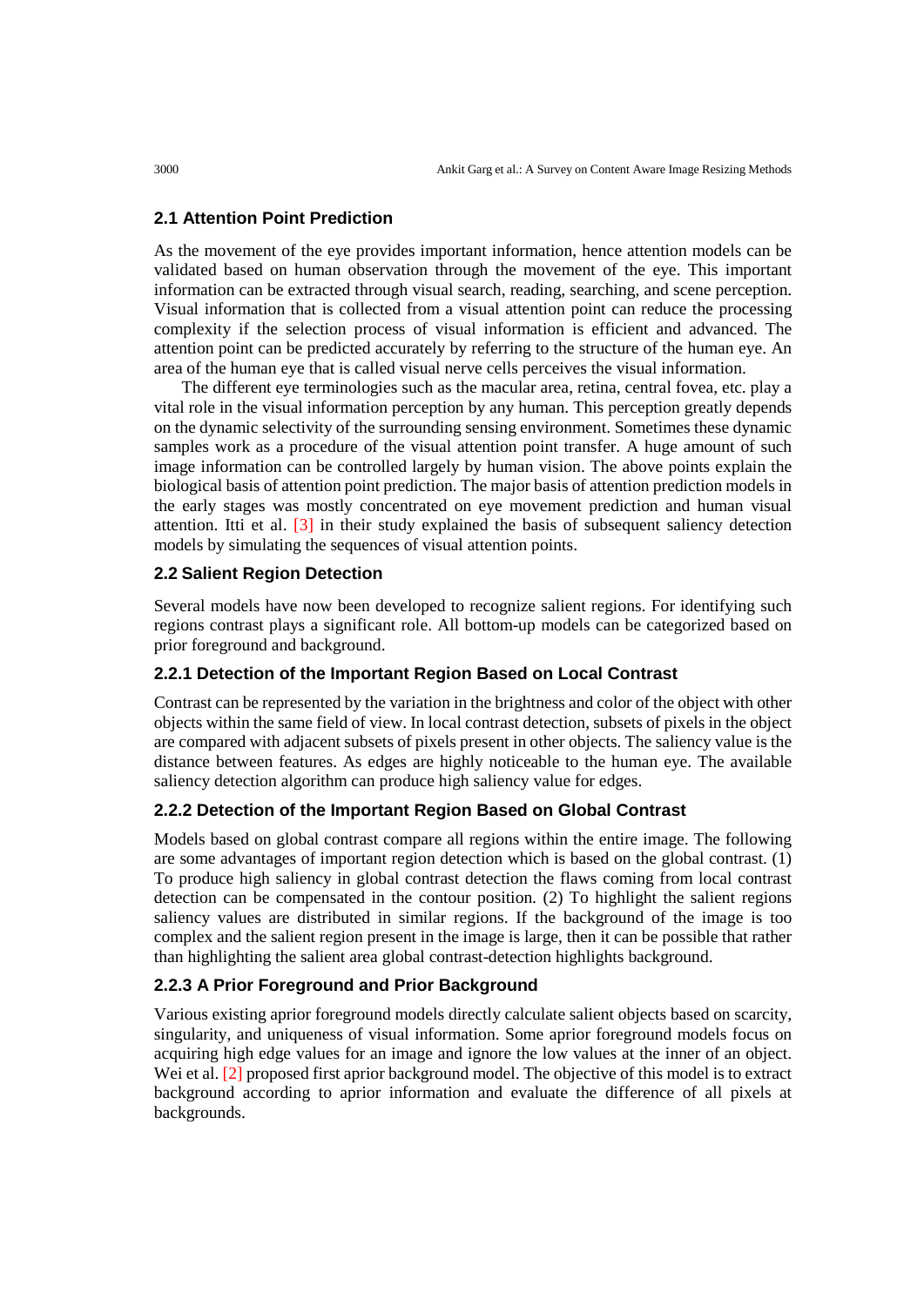## 2.1 Attention Point Prediction

As the movement of the eye provides important information, hence attention models can be validated based on human observation through the movement of the eye. This important information can be extracted through visual search, reading, searching, and scene perception. Visual information that is collected from a visual attention point can reduce the processing complexity if the selection process of visual information is efficient and advanced. The attention point can be predicted accurately by referring to the structure of the human eye. An area of the human eye that is called visual nerve cells perceives the visual information.

The different eye terminologies such as the macular area, retina, central fovea, etc. play a vital role in the visual information perception by any human. This perception greatly depends on the dynamic selectivity of the surrounding sensing environment. Sometimes these dynamic samples work as a procedure of the visual attention point transfer. A huge amount of such image information can be controlled largely by human vision. The above points explain the biological basis of attention point prediction. The major basis of attention prediction models in the early stages was mostly concentrated on eye movement prediction and human visual attention. Itti et al. [3] in their study explained the basis of subsequent saliency detection models by simulating the sequences of visual attention points.

## 2.2 Salient Region Detection

Several models have now been developed to recognize salient regions. For identifying such regions contrast plays a significant role. All bottom-up models can be categorized based on prior foreground and background.

### 2.2.1 Detection of the Important Region Based on Local Contrast

Contrast can be represented by the variation in the brightness and color of the object with other objects within the same field of view. In local contrast detection, subsets of pixels in the object are compared with adjacent subsets of pixels present in other objects. The saliency value is the distance between features. As edges are highly noticeable to the human eye. The available saliency detection algorithm can produce high saliency value for edges.

### 2.2.2 Detection of the Important Region Based on Global Contrast

Models based on global contrast compare all regions within the entire image. The following are some advantages of important region detection which is based on the global contrast. (1) To produce high saliency in global contrast detection the flaws coming from local contrast detection can be compensated in the contour position. (2) To highlight the salient regions saliency values are distributed in similar regions. If the background of the image is too complex and the salient region present in the image is large, then it can be possible that rather than highlighting the salient area global contrast-detection highlights background.

### 2.2.3 A Prior Foreground and Prior Background

Various existing aprior foreground models directly calculate salient objects based on scarcity, singularity, and uniqueness of visual information. Some aprior foreground models focus on acquiring high edge values for an image and ignore the low values at the inner of an object. Wei et al. [2] proposed first aprior background model. The objective of this model is to extract background according to aprior information and evaluate the difference of all pixels at backgrounds.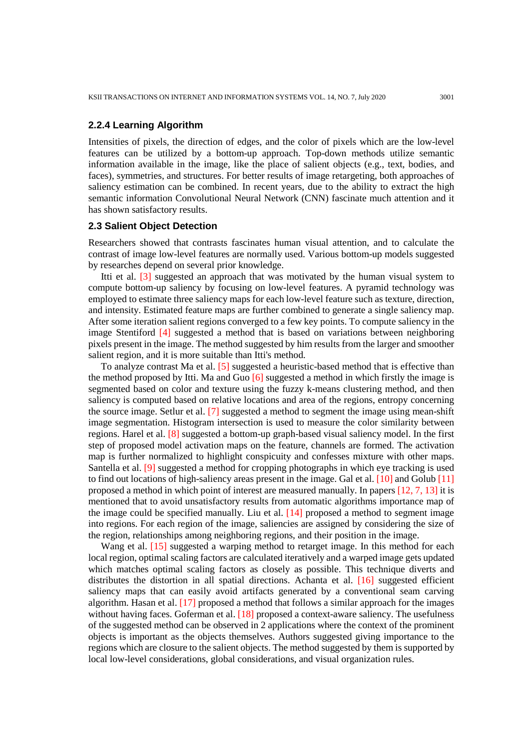### 2.2.4 Learning Algorithm

Intensities of pixels, the direction of edges, and the color of pixels which are the low-level features can be utilized by a bottom-up approach. Top-down methods utilize semantic information available in the image, like the place of salient objects (e.g., text, bodies, and faces), symmetries, and structures. For better results of image retargeting, both approaches of saliency estimation can be combined. In recent years, due to the ability to extract the high semantic information Convolutional Neural Network (CNN) fascinate much attention and it has shown satisfactory results.

## 2.3 Salient Object Detection

Researchers showed that contrasts fascinates human visual attention, and to calculate the contrast of image low-level features are normally used. Various bottom-up models suggested by researches depend on several prior knowledge.

Itti et al. [3] suggested an approach that was motivated by the human visual system to compute bottom-up saliency by focusing on low-level features. A pyramid technology was employed to estimate three saliency maps for each low-level feature such as texture, direction, and intensity. Estimated feature maps are further combined to generate a single saliency map. After some iteration salient regions converged to a few key points. To compute saliency in the image Stentiford [4] suggested a method that is based on variations between neighboring pixels present in the image. The method suggested by him results from the larger and smoother salient region, and it is more suitable than Itti's method.

To analyze contrast Ma et al. [5] suggested a heuristic-based method that is effective than the method proposed by Itti. Ma and Guo [6] suggested a method in which firstly the image is segmented based on color and texture using the fuzzy k-means clustering method, and then saliency is computed based on relative locations and area of the regions, entropy concerning the source image. Setlur et al. [7] suggested a method to segment the image using mean-shift image segmentation. Histogram intersection is used to measure the color similarity between regions. Harel et al. [8] suggested a bottom-up graph-based visual saliency model. In the first step of proposed model activation maps on the feature, channels are formed. The activation map is further normalized to highlight conspicuity and confesses mixture with other maps. Santella et al. [9] suggested a method for cropping photographs in which eye tracking is used to find out locations of high-saliency areas present in the image. Gal et al. [10] and Golub [11] proposed a method in which point of interest are measured manually. In papers [12, 7, 13] it is mentioned that to avoid unsatisfactory results from automatic algorithms importance map of the image could be specified manually. Liu et al. [14] proposed a method to segment image into regions. For each region of the image, saliencies are assigned by considering the size of the region, relationships among neighboring regions, and their position in the image.

Wang et al. [15] suggested a warping method to retarget image. In this method for each local region, optimal scaling factors are calculated iteratively and a warped image gets updated which matches optimal scaling factors as closely as possible. This technique diverts and distributes the distortion in all spatial directions. Achanta et al. [16] suggested efficient saliency maps that can easily avoid artifacts generated by a conventional seam carving algorithm. Hasan et al. [17] proposed a method that follows a similar approach for the images without having faces. Goferman et al. [18] proposed a context-aware saliency. The usefulness of the suggested method can be observed in 2 applications where the context of the prominent objects is important as the objects themselves. Authors suggested giving importance to the regions which are closure to the salient objects. The method suggested by them is supported by local low-level considerations, global considerations, and visual organization rules.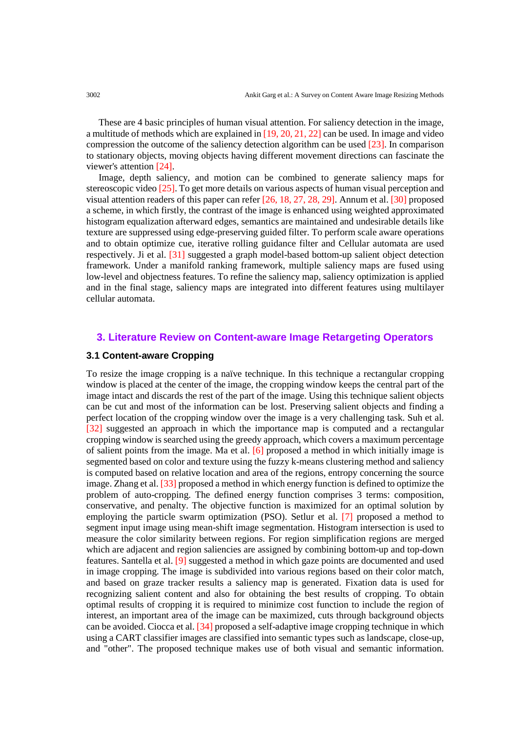These are 4 basic principles of human visual attention. For saliency detection in the image, a multitude of methods which are explained in [19, 20, 21, 22] can be used. In image and video compression the outcome of the saliency detection algorithm can be used [23]. In comparison to stationary objects, moving objects having different movement directions can fascinate the viewer's attention [24].

Image, depth saliency, and motion can be combined to generate saliency maps for stereoscopic video [25]. To get more details on various aspects of human visual perception and visual attention readers of this paper can refer [26, 18, 27, 28, 29]. Annum et al. [30] proposed a scheme, in which firstly, the contrast of the image is enhanced using weighted approximated histogram equalization afterward edges, semantics are maintained and undesirable details like texture are suppressed using edge-preserving guided filter. To perform scale aware operations and to obtain optimize cue, iterative rolling guidance filter and Cellular automata are used respectively. Ji et al. [31] suggested a graph model-based bottom-up salient object detection framework. Under a manifold ranking framework, multiple saliency maps are fused using low-level and objectness features. To refine the saliency map, saliency optimization is applied and in the final stage, saliency maps are integrated into different features using multilayer cellular automata.

## 3. Literature Review on Content-aware Image Retargeting Operators

### 3.1 Content-aware Cropping

To resize the image cropping is a naïve technique. In this technique a rectangular cropping window is placed at the center of the image, the cropping window keeps the central part of the image intact and discards the rest of the part of the image. Using this technique salient objects can be cut and most of the information can be lost. Preserving salient objects and finding a perfect location of the cropping window over the image is a very challenging task. Suh et al. [32] suggested an approach in which the importance map is computed and a rectangular cropping window is searched using the greedy approach, which covers a maximum percentage of salient points from the image. Ma et al. [6] proposed a method in which initially image is segmented based on color and texture using the fuzzy k-means clustering method and saliency is computed based on relative location and area of the regions, entropy concerning the source image. Zhang et al. [33] proposed a method in which energy function is defined to optimize the problem of auto-cropping. The defined energy function comprises 3 terms: composition, conservative, and penalty. The objective function is maximized for an optimal solution by employing the particle swarm optimization (PSO). Setlur et al. [7] proposed a method to segment input image using mean-shift image segmentation. Histogram intersection is used to measure the color similarity between regions. For region simplification regions are merged which are adjacent and region saliencies are assigned by combining bottom-up and top-down features. Santella et al. [9] suggested a method in which gaze points are documented and used in image cropping. The image is subdivided into various regions based on their color match, and based on graze tracker results a saliency map is generated. Fixation data is used for recognizing salient content and also for obtaining the best results of cropping. To obtain optimal results of cropping it is required to minimize cost function to include the region of interest, an important area of the image can be maximized, cuts through background objects can be avoided. Ciocca et al. [34] proposed a self-adaptive image cropping technique in which using a CART classifier images are classified into semantic types such as landscape, close-up, and "other". The proposed technique makes use of both visual and semantic information.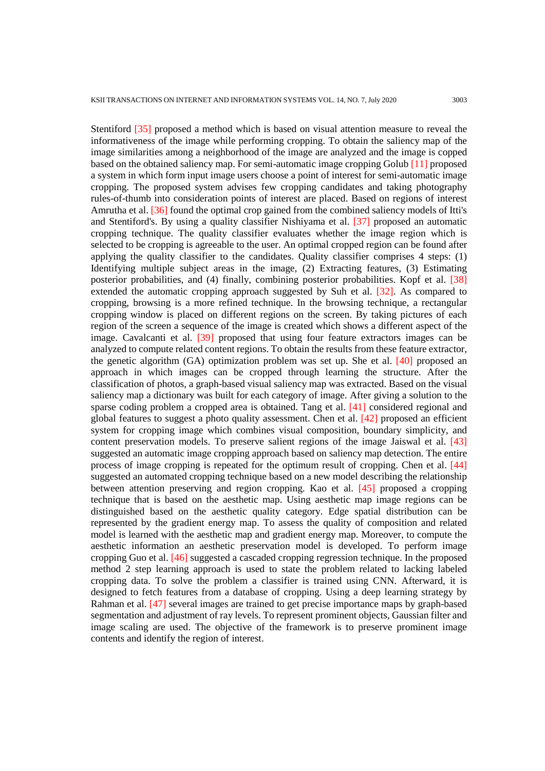Stentiford [35] proposed a method which is based on visual attention measure to reveal the informativeness of the image while performing cropping. To obtain the saliency map of the image similarities among a neighborhood of the image are analyzed and the image is copped based on the obtained saliency map. For semi-automatic image cropping Golub [11] proposed a system in which form input image users choose a point of interest for semi-automatic image cropping. The proposed system advises few cropping candidates and taking photography rules-of-thumb into consideration points of interest are placed. Based on regions of interest Amrutha et al. [36] found the optimal crop gained from the combined saliency models of Itti's and Stentiford's. By using a quality classifier Nishiyama et al. [37] proposed an automatic cropping technique. The quality classifier evaluates whether the image region which is selected to be cropping is agreeable to the user. An optimal cropped region can be found after applying the quality classifier to the candidates. Quality classifier comprises 4 steps: (1) Identifying multiple subject areas in the image, (2) Extracting features, (3) Estimating posterior probabilities, and (4) finally, combining posterior probabilities. Kopf et al. [38] extended the automatic cropping approach suggested by Suh et al. [32]. As compared to cropping, browsing is a more refined technique. In the browsing technique, a rectangular cropping window is placed on different regions on the screen. By taking pictures of each region of the screen a sequence of the image is created which shows a different aspect of the image. Cavalcanti et al. [39] proposed that using four feature extractors images can be analyzed to compute related content regions. To obtain the results from these feature extractor, the genetic algorithm (GA) optimization problem was set up. She et al. [40] proposed an approach in which images can be cropped through learning the structure. After the classification of photos, a graph-based visual saliency map was extracted. Based on the visual saliency map a dictionary was built for each category of image. After giving a solution to the sparse coding problem a cropped area is obtained. Tang et al. [41] considered regional and global features to suggest a photo quality assessment. Chen et al. [42] proposed an efficient system for cropping image which combines visual composition, boundary simplicity, and content preservation models. To preserve salient regions of the image Jaiswal et al. [43] suggested an automatic image cropping approach based on saliency map detection. The entire process of image cropping is repeated for the optimum result of cropping. Chen et al. [44] suggested an automated cropping technique based on a new model describing the relationship between attention preserving and region cropping. Kao et al. [45] proposed a cropping technique that is based on the aesthetic map. Using aesthetic map image regions can be distinguished based on the aesthetic quality category. Edge spatial distribution can be represented by the gradient energy map. To assess the quality of composition and related model is learned with the aesthetic map and gradient energy map. Moreover, to compute the aesthetic information an aesthetic preservation model is developed. To perform image cropping Guo et al. [46] suggested a cascaded cropping regression technique. In the proposed method 2 step learning approach is used to state the problem related to lacking labeled cropping data. To solve the problem a classifier is trained using CNN. Afterward, it is designed to fetch features from a database of cropping. Using a deep learning strategy by Rahman et al. [47] several images are trained to get precise importance maps by graph-based segmentation and adjustment of ray levels. To represent prominent objects, Gaussian filter and image scaling are used. The objective of the framework is to preserve prominent image contents and identify the region of interest.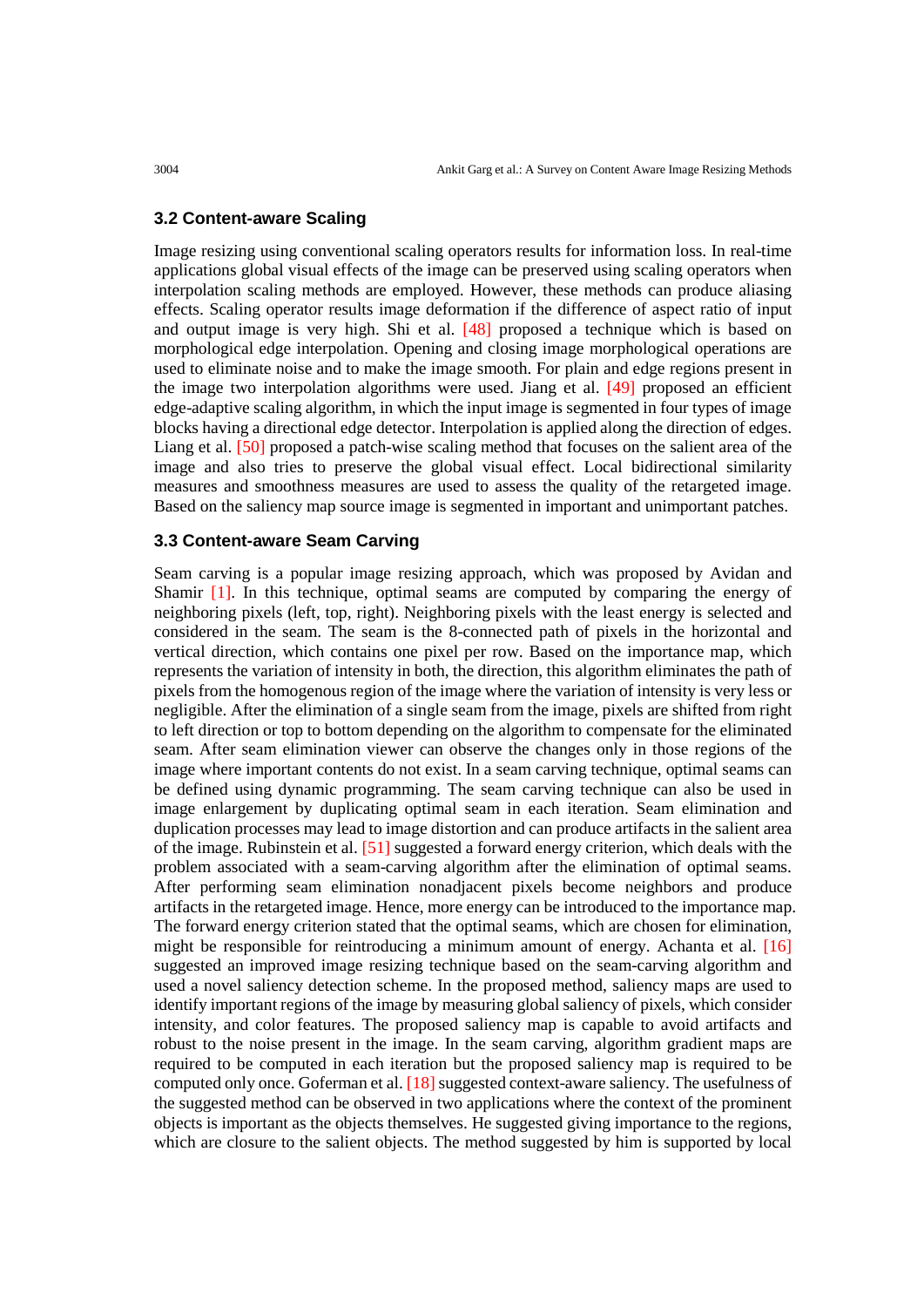### 3.2 Content-aware Scaling

Image resizing using conventional scaling operators results for information loss. In real-time applications global visual effects of the image can be preserved using scaling operators when interpolation scaling methods are employed. However, these methods can produce aliasing effects. Scaling operator results image deformation if the difference of aspect ratio of input and output image is very high. Shi et al. [48] proposed a technique which is based on morphological edge interpolation. Opening and closing image morphological operations are used to eliminate noise and to make the image smooth. For plain and edge regions present in the image two interpolation algorithms were used. Jiang et al. [49] proposed an efficient edge-adaptive scaling algorithm, in which the input image is segmented in four types of image blocks having a directional edge detector. Interpolation is applied along the direction of edges. Liang et al. [50] proposed a patch-wise scaling method that focuses on the salient area of the image and also tries to preserve the global visual effect. Local bidirectional similarity measures and smoothness measures are used to assess the quality of the retargeted image. Based on the saliency map source image is segmented in important and unimportant patches.

### 3.3 Content-aware Seam Carving

Seam carving is a popular image resizing approach, which was proposed by Avidan and Shamir [1]. In this technique, optimal seams are computed by comparing the energy of neighboring pixels (left, top, right). Neighboring pixels with the least energy is selected and considered in the seam. The seam is the 8-connected path of pixels in the horizontal and vertical direction, which contains one pixel per row. Based on the importance map, which represents the variation of intensity in both, the direction, this algorithm eliminates the path of pixels from the homogenous region of the image where the variation of intensity is very less or negligible. After the elimination of a single seam from the image, pixels are shifted from right to left direction or top to bottom depending on the algorithm to compensate for the eliminated seam. After seam elimination viewer can observe the changes only in those regions of the image where important contents do not exist. In a seam carving technique, optimal seams can be defined using dynamic programming. The seam carving technique can also be used in image enlargement by duplicating optimal seam in each iteration. Seam elimination and duplication processes may lead to image distortion and can produce artifacts in the salient area of the image. Rubinstein et al. [51] suggested a forward energy criterion, which deals with the problem associated with a seam-carving algorithm after the elimination of optimal seams. After performing seam elimination nonadjacent pixels become neighbors and produce artifacts in the retargeted image. Hence, more energy can be introduced to the importance map. The forward energy criterion stated that the optimal seams, which are chosen for elimination, might be responsible for reintroducing a minimum amount of energy. Achanta et al. [16] suggested an improved image resizing technique based on the seam-carving algorithm and used a novel saliency detection scheme. In the proposed method, saliency maps are used to identify important regions of the image by measuring global saliency of pixels, which consider intensity, and color features. The proposed saliency map is capable to avoid artifacts and robust to the noise present in the image. In the seam carving, algorithm gradient maps are required to be computed in each iteration but the proposed saliency map is required to be computed only once. Goferman et al. [18] suggested context-aware saliency. The usefulness of the suggested method can be observed in two applications where the context of the prominent objects is important as the objects themselves. He suggested giving importance to the regions, which are closure to the salient objects. The method suggested by him is supported by local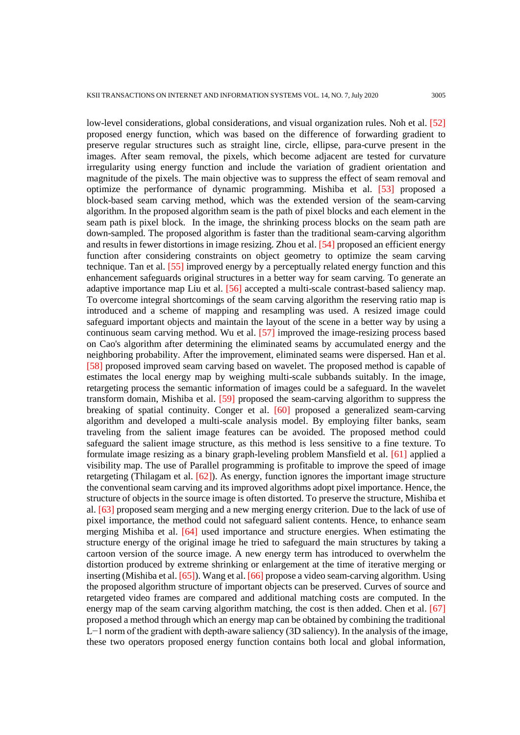low-level considerations, global considerations, and visual organization rules. Noh et al. [52] proposed energy function, which was based on the difference of forwarding gradient to preserve regular structures such as straight line, circle, ellipse, para-curve present in the images. After seam removal, the pixels, which become adjacent are tested for curvature irregularity using energy function and include the variation of gradient orientation and magnitude of the pixels. The main objective was to suppress the effect of seam removal and optimize the performance of dynamic programming. Mishiba et al. [53] proposed a block-based seam carving method, which was the extended version of the seam-carving algorithm. In the proposed algorithm seam is the path of pixel blocks and each element in the seam path is pixel block. In the image, the shrinking process blocks on the seam path are down-sampled. The proposed algorithm is faster than the traditional seam-carving algorithm and results in fewer distortions in image resizing. Zhou et al. [54] proposed an efficient energy function after considering constraints on object geometry to optimize the seam carving technique. Tan et al. [55] improved energy by a perceptually related energy function and this enhancement safeguards original structures in a better way for seam carving. To generate an adaptive importance map Liu et al. [56] accepted a multi-scale contrast-based saliency map. To overcome integral shortcomings of the seam carving algorithm the reserving ratio map is introduced and a scheme of mapping and resampling was used. A resized image could safeguard important objects and maintain the layout of the scene in a better way by using a continuous seam carving method. Wu et al. [57] improved the image-resizing process based on Cao's algorithm after determining the eliminated seams by accumulated energy and the neighboring probability. After the improvement, eliminated seams were dispersed. Han et al. [58] proposed improved seam carving based on wavelet. The proposed method is capable of estimates the local energy map by weighing multi-scale subbands suitably. In the image, retargeting process the semantic information of images could be a safeguard. In the wavelet transform domain, Mishiba et al. [59] proposed the seam-carving algorithm to suppress the breaking of spatial continuity. Conger et al. [60] proposed a generalized seam-carving algorithm and developed a multi-scale analysis model. By employing filter banks, seam traveling from the salient image features can be avoided. The proposed method could safeguard the salient image structure, as this method is less sensitive to a fine texture. To formulate image resizing as a binary graph-leveling problem Mansfield et al. [61] applied a visibility map. The use of Parallel programming is profitable to improve the speed of image retargeting (Thilagam et al. [62]). As energy, function ignores the important image structure the conventional seam carving and its improved algorithms adopt pixel importance. Hence, the structure of objects in the source image is often distorted. To preserve the structure, Mishiba et al. [63] proposed seam merging and a new merging energy criterion. Due to the lack of use of pixel importance, the method could not safeguard salient contents. Hence, to enhance seam merging Mishiba et al. [64] used importance and structure energies. When estimating the structure energy of the original image he tried to safeguard the main structures by taking a cartoon version of the source image. A new energy term has introduced to overwhelm the distortion produced by extreme shrinking or enlargement at the time of iterative merging or inserting (Mishiba et al. [65]). Wang et al. [66] propose a video seam-carving algorithm. Using the proposed algorithm structure of important objects can be preserved. Curves of source and retargeted video frames are compared and additional matching costs are computed. In the energy map of the seam carving algorithm matching, the cost is then added. Chen et al. [67] proposed a method through which an energy map can be obtained by combining the traditional $L-1$ norm of the gradient with depth-aware saliency (3D saliency). In the analysis of the image, these two operators proposed energy function contains both local and global information,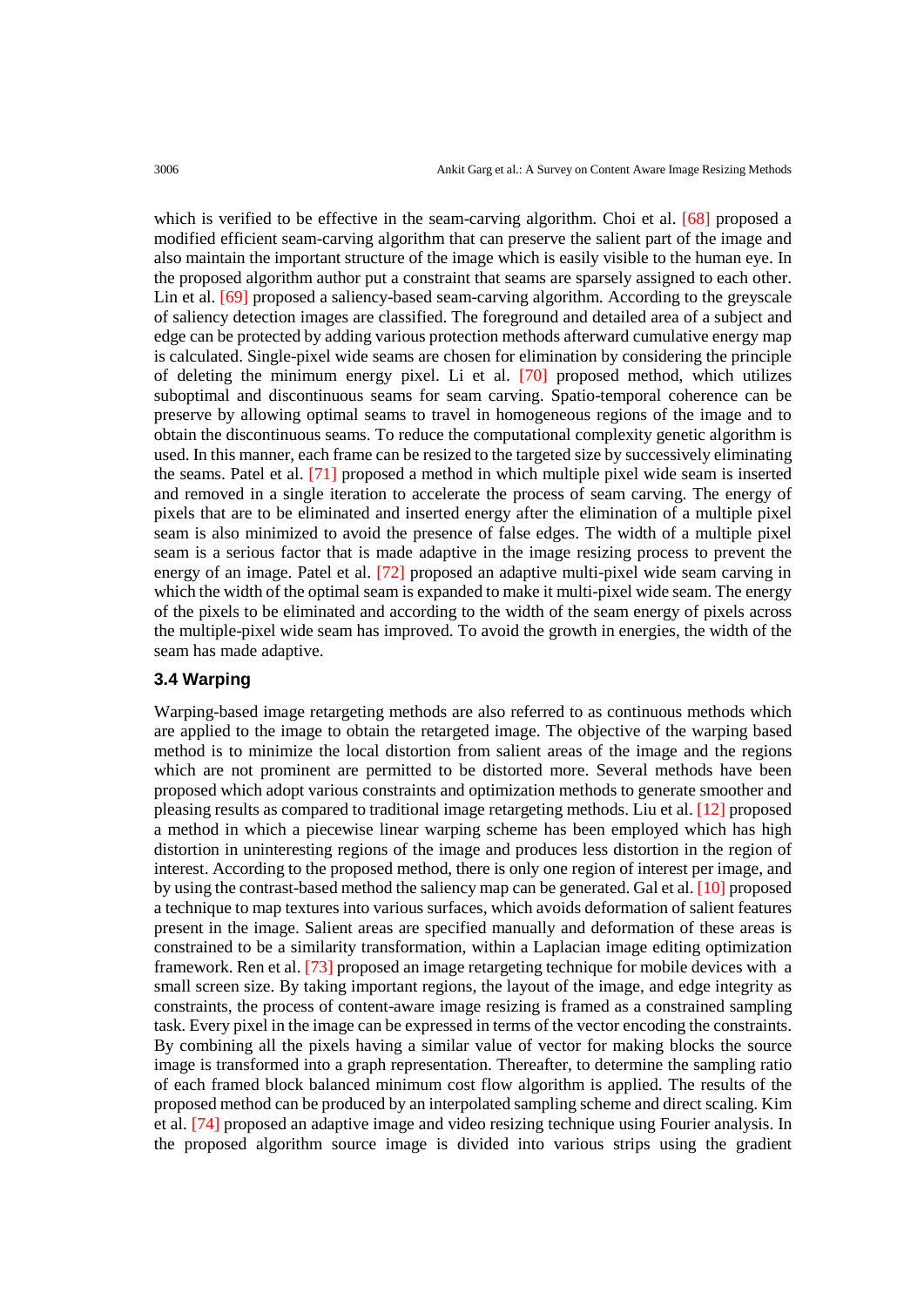which is verified to be effective in the seam-carving algorithm. Choi et al. [68] proposed a modified efficient seam-carving algorithm that can preserve the salient part of the image and also maintain the important structure of the image which is easily visible to the human eye. In the proposed algorithm author put a constraint that seams are sparsely assigned to each other. Lin et al. [69] proposed a saliency-based seam-carving algorithm. According to the greyscale of saliency detection images are classified. The foreground and detailed area of a subject and edge can be protected by adding various protection methods afterward cumulative energy map is calculated. Single-pixel wide seams are chosen for elimination by considering the principle of deleting the minimum energy pixel. Li et al. [70] proposed method, which utilizes suboptimal and discontinuous seams for seam carving. Spatio-temporal coherence can be preserve by allowing optimal seams to travel in homogeneous regions of the image and to obtain the discontinuous seams. To reduce the computational complexity genetic algorithm is used. In this manner, each frame can be resized to the targeted size by successively eliminating the seams. Patel et al. [71] proposed a method in which multiple pixel wide seam is inserted and removed in a single iteration to accelerate the process of seam carving. The energy of pixels that are to be eliminated and inserted energy after the elimination of a multiple pixel seam is also minimized to avoid the presence of false edges. The width of a multiple pixel seam is a serious factor that is made adaptive in the image resizing process to prevent the energy of an image. Patel et al. [72] proposed an adaptive multi-pixel wide seam carving in which the width of the optimal seam is expanded to make it multi-pixel wide seam. The energy of the pixels to be eliminated and according to the width of the seam energy of pixels across the multiple-pixel wide seam has improved. To avoid the growth in energies, the width of the seam has made adaptive.

### 3.4 Warping

Warping-based image retargeting methods are also referred to as continuous methods which are applied to the image to obtain the retargeted image. The objective of the warping based method is to minimize the local distortion from salient areas of the image and the regions which are not prominent are permitted to be distorted more. Several methods have been proposed which adopt various constraints and optimization methods to generate smoother and pleasing results as compared to traditional image retargeting methods. Liu et al. [12] proposed a method in which a piecewise linear warping scheme has been employed which has high distortion in uninteresting regions of the image and produces less distortion in the region of interest. According to the proposed method, there is only one region of interest per image, and by using the contrast-based method the saliency map can be generated. Gal et al. [10] proposed a technique to map textures into various surfaces, which avoids deformation of salient features present in the image. Salient areas are specified manually and deformation of these areas is constrained to be a similarity transformation, within a Laplacian image editing optimization framework. Ren et al. [73] proposed an image retargeting technique for mobile devices with a small screen size. By taking important regions, the layout of the image, and edge integrity as constraints, the process of content-aware image resizing is framed as a constrained sampling task. Every pixel in the image can be expressed in terms of the vector encoding the constraints. By combining all the pixels having a similar value of vector for making blocks the source image is transformed into a graph representation. Thereafter, to determine the sampling ratio of each framed block balanced minimum cost flow algorithm is applied. The results of the proposed method can be produced by an interpolated sampling scheme and direct scaling. Kim et al. [74] proposed an adaptive image and video resizing technique using Fourier analysis. In the proposed algorithm source image is divided into various strips using the gradient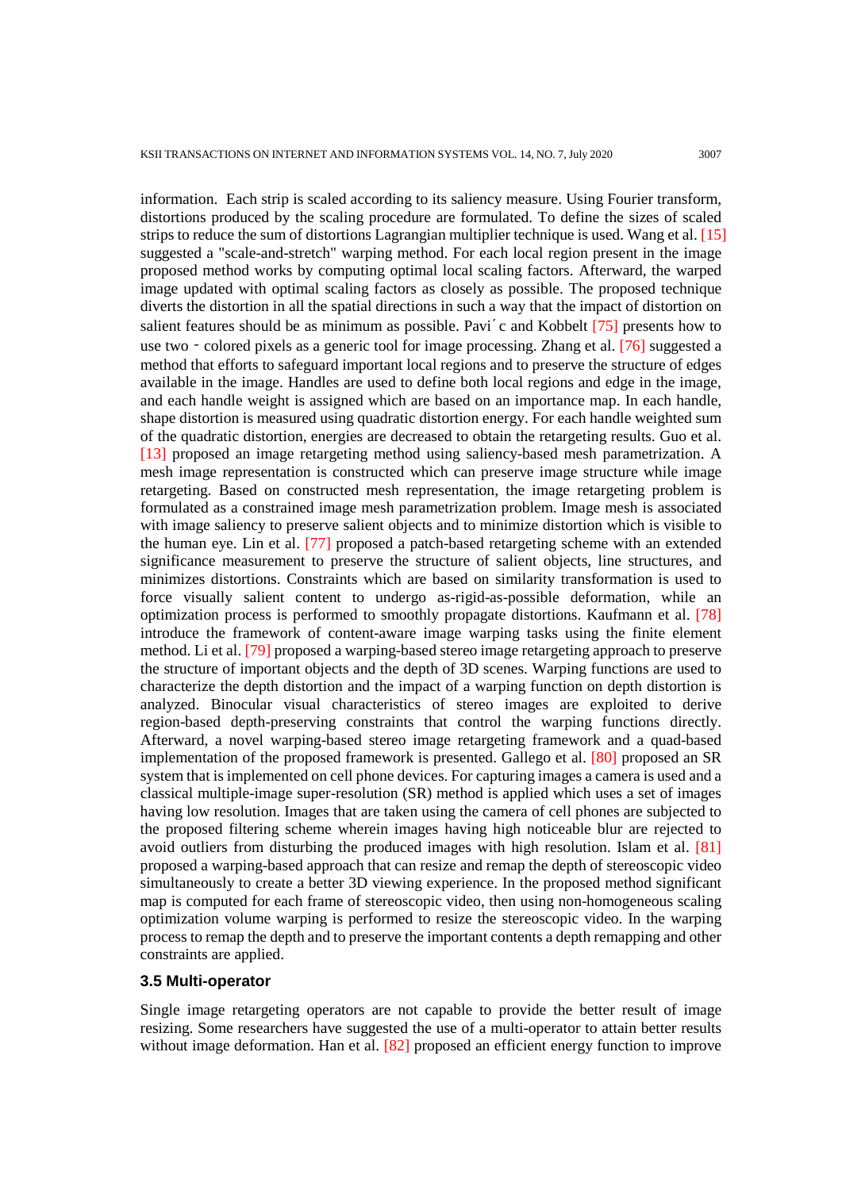information. Each strip is scaled according to its saliency measure. Using Fourier transform, distortions produced by the scaling procedure are formulated. To define the sizes of scaled strips to reduce the sum of distortions Lagrangian multiplier technique is used. Wang et al. [15] suggested a "scale-and-stretch" warping method. For each local region present in the image proposed method works by computing optimal local scaling factors. Afterward, the warped image updated with optimal scaling factors as closely as possible. The proposed technique diverts the distortion in all the spatial directions in such a way that the impact of distortion on salient features should be as minimum as possible. Pavi´c and Kobbelt [75] presents how to use two‐colored pixels as a generic tool for image processing. Zhang et al. [76] suggested a method that efforts to safeguard important local regions and to preserve the structure of edges available in the image. Handles are used to define both local regions and edge in the image, and each handle weight is assigned which are based on an importance map. In each handle, shape distortion is measured using quadratic distortion energy. For each handle weighted sum of the quadratic distortion, energies are decreased to obtain the retargeting results. Guo et al. [13] proposed an image retargeting method using saliency-based mesh parametrization. A mesh image representation is constructed which can preserve image structure while image retargeting. Based on constructed mesh representation, the image retargeting problem is formulated as a constrained image mesh parametrization problem. Image mesh is associated with image saliency to preserve salient objects and to minimize distortion which is visible to the human eye. Lin et al. [77] proposed a patch-based retargeting scheme with an extended significance measurement to preserve the structure of salient objects, line structures, and minimizes distortions. Constraints which are based on similarity transformation is used to force visually salient content to undergo as-rigid-as-possible deformation, while an optimization process is performed to smoothly propagate distortions. Kaufmann et al. [78] introduce the framework of content-aware image warping tasks using the finite element method. Li et al. [79] proposed a warping-based stereo image retargeting approach to preserve the structure of important objects and the depth of 3D scenes. Warping functions are used to characterize the depth distortion and the impact of a warping function on depth distortion is analyzed. Binocular visual characteristics of stereo images are exploited to derive region-based depth-preserving constraints that control the warping functions directly. Afterward, a novel warping-based stereo image retargeting framework and a quad-based implementation of the proposed framework is presented. Gallego et al. [80] proposed an SR system that is implemented on cell phone devices. For capturing images a camera is used and a classical multiple-image super-resolution (SR) method is applied which uses a set of images having low resolution. Images that are taken using the camera of cell phones are subjected to the proposed filtering scheme wherein images having high noticeable blur are rejected to avoid outliers from disturbing the produced images with high resolution. Islam et al. [81] proposed a warping-based approach that can resize and remap the depth of stereoscopic video simultaneously to create a better 3D viewing experience. In the proposed method significant map is computed for each frame of stereoscopic video, then using non-homogeneous scaling optimization volume warping is performed to resize the stereoscopic video. In the warping process to remap the depth and to preserve the important contents a depth remapping and other constraints are applied.

### 3.5 Multi-operator

Single image retargeting operators are not capable to provide the better result of image resizing. Some researchers have suggested the use of a multi-operator to attain better results without image deformation. Han et al. [82] proposed an efficient energy function to improve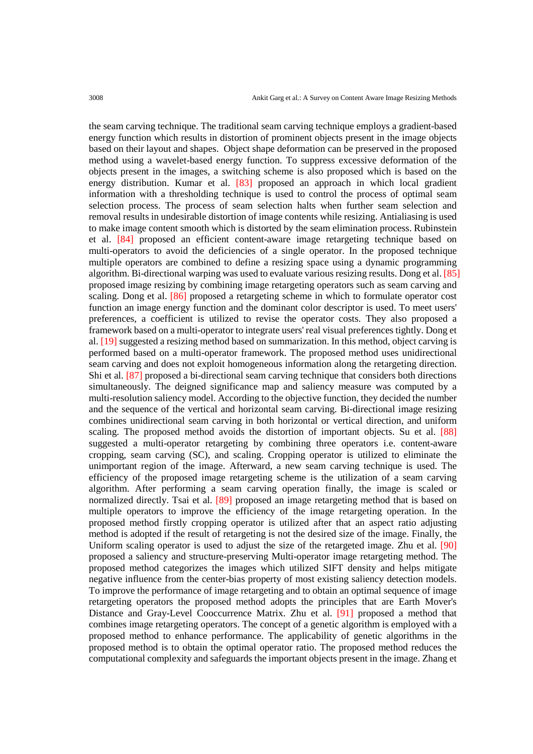the seam carving technique. The traditional seam carving technique employs a gradient-based energy function which results in distortion of prominent objects present in the image objects based on their layout and shapes. Object shape deformation can be preserved in the proposed method using a wavelet-based energy function. To suppress excessive deformation of the objects present in the images, a switching scheme is also proposed which is based on the energy distribution. Kumar et al. [83] proposed an approach in which local gradient information with a thresholding technique is used to control the process of optimal seam selection process. The process of seam selection halts when further seam selection and removal results in undesirable distortion of image contents while resizing. Antialiasing is used to make image content smooth which is distorted by the seam elimination process. Rubinstein et al. [84] proposed an efficient content-aware image retargeting technique based on multi-operators to avoid the deficiencies of a single operator. In the proposed technique multiple operators are combined to define a resizing space using a dynamic programming algorithm. Bi-directional warping was used to evaluate various resizing results. Dong et al. [85] proposed image resizing by combining image retargeting operators such as seam carving and scaling. Dong et al. [86] proposed a retargeting scheme in which to formulate operator cost function an image energy function and the dominant color descriptor is used. To meet users' preferences, a coefficient is utilized to revise the operator costs. They also proposed a framework based on a multi-operator to integrate users' real visual preferences tightly. Dong et al. [19] suggested a resizing method based on summarization. In this method, object carving is performed based on a multi-operator framework. The proposed method uses unidirectional seam carving and does not exploit homogeneous information along the retargeting direction. Shi et al. [87] proposed a bi-directional seam carving technique that considers both directions simultaneously. The deigned significance map and saliency measure was computed by a multi-resolution saliency model. According to the objective function, they decided the number and the sequence of the vertical and horizontal seam carving. Bi-directional image resizing combines unidirectional seam carving in both horizontal or vertical direction, and uniform scaling. The proposed method avoids the distortion of important objects. Su et al. [88] suggested a multi-operator retargeting by combining three operators i.e. content-aware cropping, seam carving (SC), and scaling. Cropping operator is utilized to eliminate the unimportant region of the image. Afterward, a new seam carving technique is used. The efficiency of the proposed image retargeting scheme is the utilization of a seam carving algorithm. After performing a seam carving operation finally, the image is scaled or normalized directly. Tsai et al. [89] proposed an image retargeting method that is based on multiple operators to improve the efficiency of the image retargeting operation. In the proposed method firstly cropping operator is utilized after that an aspect ratio adjusting method is adopted if the result of retargeting is not the desired size of the image. Finally, the Uniform scaling operator is used to adjust the size of the retargeted image. Zhu et al. [90] proposed a saliency and structure-preserving Multi-operator image retargeting method. The proposed method categorizes the images which utilized SIFT density and helps mitigate negative influence from the center-bias property of most existing saliency detection models. To improve the performance of image retargeting and to obtain an optimal sequence of image retargeting operators the proposed method adopts the principles that are Earth Mover's Distance and Gray-Level Cooccurrence Matrix. Zhu et al. [91] proposed a method that combines image retargeting operators. The concept of a genetic algorithm is employed with a proposed method to enhance performance. The applicability of genetic algorithms in the proposed method is to obtain the optimal operator ratio. The proposed method reduces the computational complexity and safeguards the important objects present in the image. Zhang et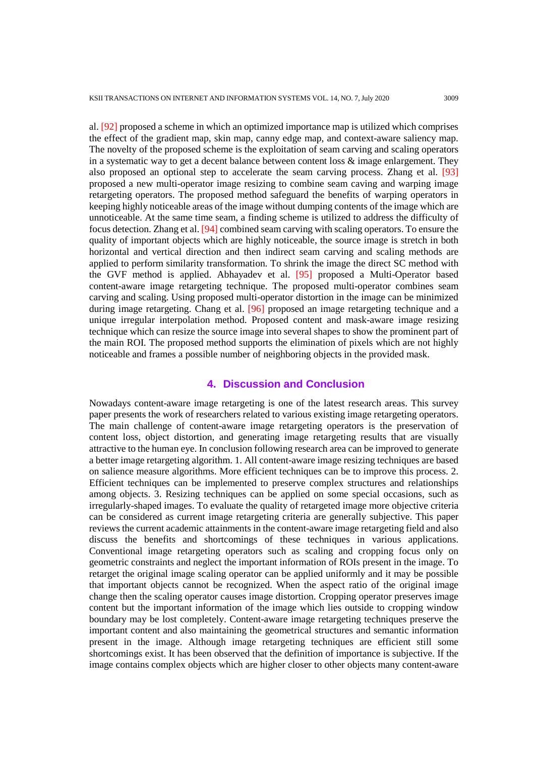al. [92] proposed a scheme in which an optimized importance map is utilized which comprises the effect of the gradient map, skin map, canny edge map, and context-aware saliency map. The novelty of the proposed scheme is the exploitation of seam carving and scaling operators in a systematic way to get a decent balance between content loss & image enlargement. They also proposed an optional step to accelerate the seam carving process. Zhang et al. [93] proposed a new multi-operator image resizing to combine seam caving and warping image retargeting operators. The proposed method safeguard the benefits of warping operators in keeping highly noticeable areas of the image without dumping contents of the image which are unnoticeable. At the same time seam, a finding scheme is utilized to address the difficulty of focus detection. Zhang et al. [94] combined seam carving with scaling operators. To ensure the quality of important objects which are highly noticeable, the source image is stretch in both horizontal and vertical direction and then indirect seam carving and scaling methods are applied to perform similarity transformation. To shrink the image the direct SC method with the GVF method is applied. Abhayadev et al. [95] proposed a Multi-Operator based content-aware image retargeting technique. The proposed multi-operator combines seam carving and scaling. Using proposed multi-operator distortion in the image can be minimized during image retargeting. Chang et al. [96] proposed an image retargeting technique and a unique irregular interpolation method. Proposed content and mask-aware image resizing technique which can resize the source image into several shapes to show the prominent part of the main ROI. The proposed method supports the elimination of pixels which are not highly noticeable and frames a possible number of neighboring objects in the provided mask.

## 4. Discussion and Conclusion

Nowadays content-aware image retargeting is one of the latest research areas. This survey paper presents the work of researchers related to various existing image retargeting operators. The main challenge of content-aware image retargeting operators is the preservation of content loss, object distortion, and generating image retargeting results that are visually attractive to the human eye. In conclusion following research area can be improved to generate a better image retargeting algorithm. 1. All content-aware image resizing techniques are based on salience measure algorithms. More efficient techniques can be to improve this process. 2. Efficient techniques can be implemented to preserve complex structures and relationships among objects. 3. Resizing techniques can be applied on some special occasions, such as irregularly-shaped images. To evaluate the quality of retargeted image more objective criteria can be considered as current image retargeting criteria are generally subjective. This paper reviews the current academic attainments in the content-aware image retargeting field and also discuss the benefits and shortcomings of these techniques in various applications. Conventional image retargeting operators such as scaling and cropping focus only on geometric constraints and neglect the important information of ROIs present in the image. To retarget the original image scaling operator can be applied uniformly and it may be possible that important objects cannot be recognized. When the aspect ratio of the original image change then the scaling operator causes image distortion. Cropping operator preserves image content but the important information of the image which lies outside to cropping window boundary may be lost completely. Content-aware image retargeting techniques preserve the important content and also maintaining the geometrical structures and semantic information present in the image. Although image retargeting techniques are efficient still some shortcomings exist. It has been observed that the definition of importance is subjective. If the image contains complex objects which are higher closer to other objects many content-aware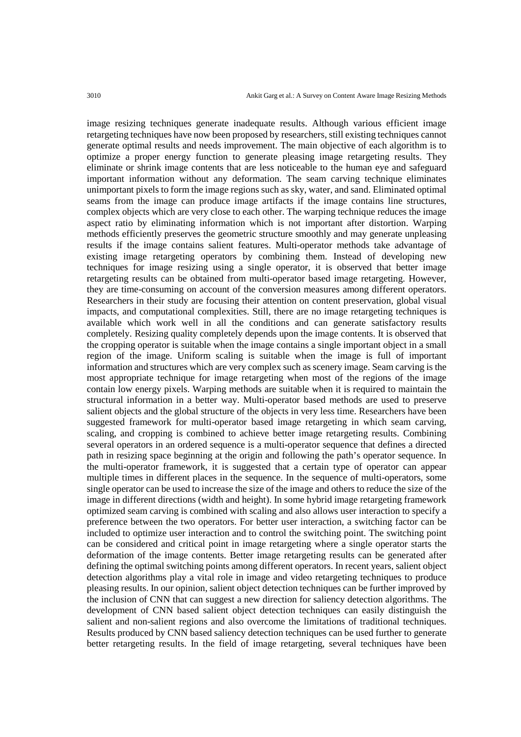image resizing techniques generate inadequate results. Although various efficient image retargeting techniques have now been proposed by researchers, still existing techniques cannot generate optimal results and needs improvement. The main objective of each algorithm is to optimize a proper energy function to generate pleasing image retargeting results. They eliminate or shrink image contents that are less noticeable to the human eye and safeguard important information without any deformation. The seam carving technique eliminates unimportant pixels to form the image regions such as sky, water, and sand. Eliminated optimal seams from the image can produce image artifacts if the image contains line structures, complex objects which are very close to each other. The warping technique reduces the image aspect ratio by eliminating information which is not important after distortion. Warping methods efficiently preserves the geometric structure smoothly and may generate unpleasing results if the image contains salient features. Multi-operator methods take advantage of existing image retargeting operators by combining them. Instead of developing new techniques for image resizing using a single operator, it is observed that better image retargeting results can be obtained from multi-operator based image retargeting. However, they are time-consuming on account of the conversion measures among different operators. Researchers in their study are focusing their attention on content preservation, global visual impacts, and computational complexities. Still, there are no image retargeting techniques is available which work well in all the conditions and can generate satisfactory results completely. Resizing quality completely depends upon the image contents. It is observed that the cropping operator is suitable when the image contains a single important object in a small region of the image. Uniform scaling is suitable when the image is full of important information and structures which are very complex such as scenery image. Seam carving is the most appropriate technique for image retargeting when most of the regions of the image contain low energy pixels. Warping methods are suitable when it is required to maintain the structural information in a better way. Multi-operator based methods are used to preserve salient objects and the global structure of the objects in very less time. Researchers have been suggested framework for multi-operator based image retargeting in which seam carving, scaling, and cropping is combined to achieve better image retargeting results. Combining several operators in an ordered sequence is a multi-operator sequence that defines a directed path in resizing space beginning at the origin and following the path's operator sequence. In the multi-operator framework, it is suggested that a certain type of operator can appear multiple times in different places in the sequence. In the sequence of multi-operators, some single operator can be used to increase the size of the image and others to reduce the size of the image in different directions (width and height). In some hybrid image retargeting framework optimized seam carving is combined with scaling and also allows user interaction to specify a preference between the two operators. For better user interaction, a switching factor can be included to optimize user interaction and to control the switching point. The switching point can be considered and critical point in image retargeting where a single operator starts the deformation of the image contents. Better image retargeting results can be generated after defining the optimal switching points among different operators. In recent years, salient object detection algorithms play a vital role in image and video retargeting techniques to produce pleasing results. In our opinion, salient object detection techniques can be further improved by the inclusion of CNN that can suggest a new direction for saliency detection algorithms. The development of CNN based salient object detection techniques can easily distinguish the salient and non-salient regions and also overcome the limitations of traditional techniques. Results produced by CNN based saliency detection techniques can be used further to generate better retargeting results. In the field of image retargeting, several techniques have been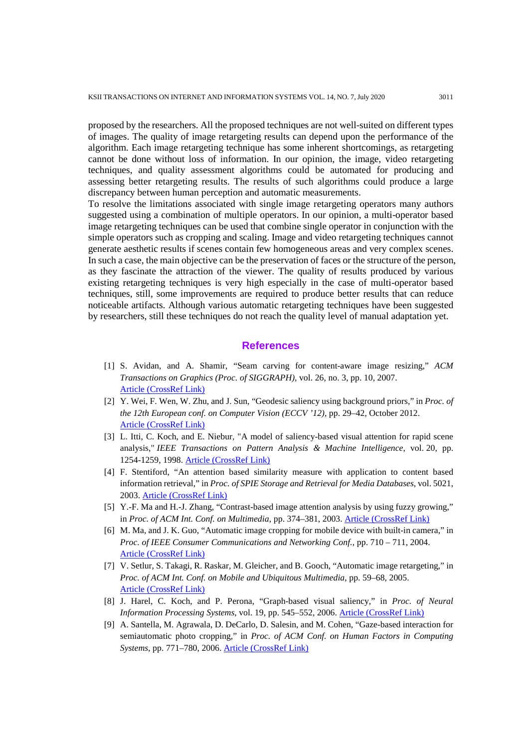proposed by the researchers. All the proposed techniques are not well-suited on different types of images. The quality of image retargeting results can depend upon the performance of the algorithm. Each image retargeting technique has some inherent shortcomings, as retargeting cannot be done without loss of information. In our opinion, the image, video retargeting techniques, and quality assessment algorithms could be automated for producing and assessing better retargeting results. The results of such algorithms could produce a large discrepancy between human perception and automatic measurements.

To resolve the limitations associated with single image retargeting operators many authors suggested using a combination of multiple operators. In our opinion, a multi-operator based image retargeting techniques can be used that combine single operator in conjunction with the simple operators such as cropping and scaling. Image and video retargeting techniques cannot generate aesthetic results if scenes contain few homogeneous areas and very complex scenes. In such a case, the main objective can be the preservation of faces or the structure of the person, as they fascinate the attraction of the viewer. The quality of results produced by various existing retargeting techniques is very high especially in the case of multi-operator based techniques, still, some improvements are required to produce better results that can reduce noticeable artifacts. Although various automatic retargeting techniques have been suggested by researchers, still these techniques do not reach the quality level of manual adaptation yet.

## References

[1] S. Avidan, and A. Shamir, "Seam carving for content-aware image resizing," *ACM Transactions on Graphics (Proc. of SIGGRAPH)*, vol. 26, no. 3, pp. 10, 2007. Article (CrossRef Link)

[2] Y. Wei, F. Wen, W. Zhu, and J. Sun, "Geodesic saliency using background priors," in *Proc. of the 12th European conf. on Computer Vision (ECCV '12)*, pp. 29–42, October 2012. Article (CrossRef Link)

[3] L. Itti, C. Koch, and E. Niebur, "A model of saliency-based visual attention for rapid scene analysis," *IEEE Transactions on Pattern Analysis & Machine Intelligence*, vol. 20, pp. 1254-1259, 1998. Article (CrossRef Link)

[4] F. Stentiford, "An attention based similarity measure with application to content based information retrieval," in *Proc. of SPIE Storage and Retrieval for Media Databases*, vol. 5021, 2003. Article (CrossRef Link)

[5] Y.-F. Ma and H.-J. Zhang, "Contrast-based image attention analysis by using fuzzy growing," in *Proc. of ACM Int. Conf. on Multimedia*, pp. 374–381, 2003. Article (CrossRef Link)

[6] M. Ma, and J. K. Guo, "Automatic image cropping for mobile device with built-in camera," in *Proc. of IEEE Consumer Communications and Networking Conf.*, pp. 710 – 711, 2004. Article (CrossRef Link)

[7] V. Setlur, S. Takagi, R. Raskar, M. Gleicher, and B. Gooch, "Automatic image retargeting," in *Proc. of ACM Int. Conf. on Mobile and Ubiquitous Multimedia*, pp. 59–68, 2005. Article (CrossRef Link)

[8] J. Harel, C. Koch, and P. Perona, "Graph-based visual saliency," in *Proc. of Neural Information Processing Systems*, vol. 19, pp. 545–552, 2006. Article (CrossRef Link)

[9] A. Santella, M. Agrawala, D. DeCarlo, D. Salesin, and M. Cohen, "Gaze-based interaction for semiautomatic photo cropping," in *Proc. of ACM Conf. on Human Factors in Computing Systems*, pp. 771–780, 2006. Article (CrossRef Link)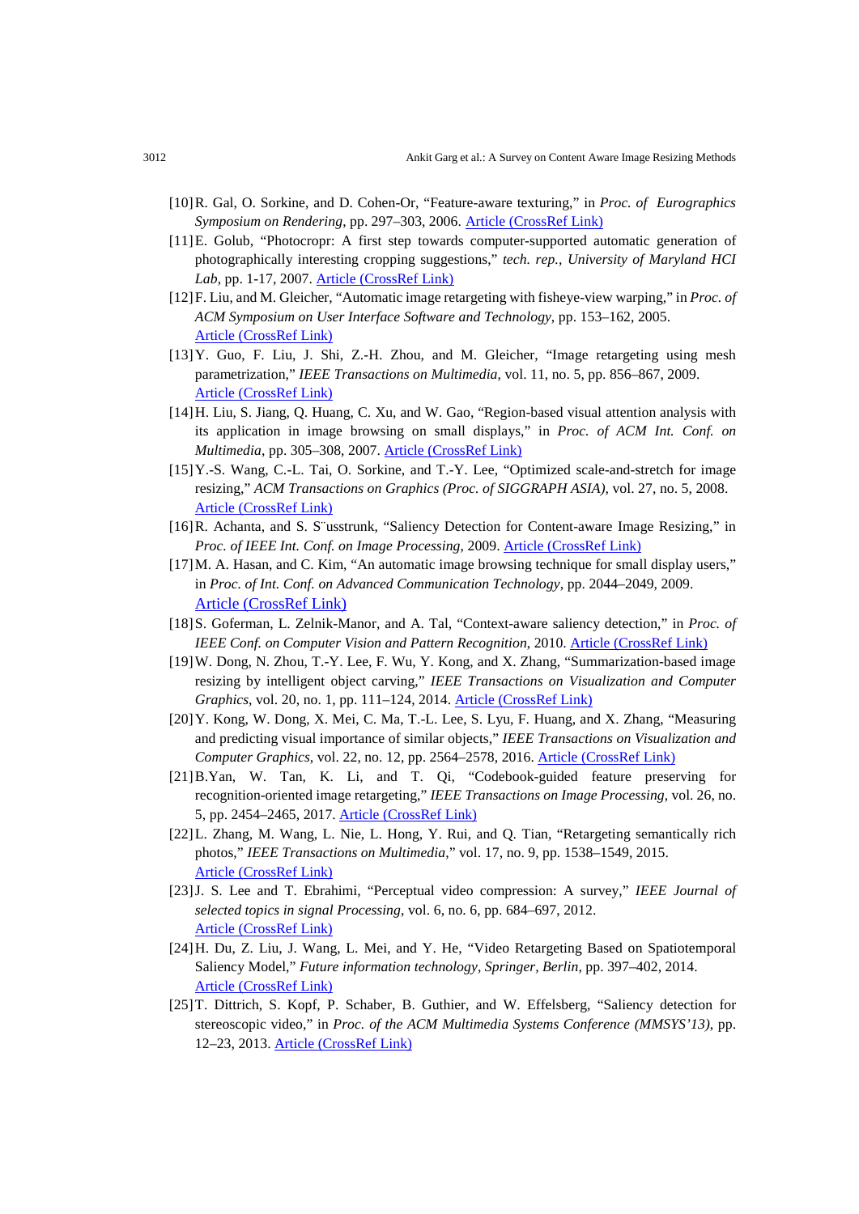[10] R. Gal, O. Sorkine, and D. Cohen-Or, "Feature-aware texturing," in *Proc. of Eurographics Symposium on Rendering*, pp. 297–303, 2006. Article (CrossRef Link)

[11] E. Golub, "Photocropr: A first step towards computer-supported automatic generation of photographically interesting cropping suggestions," *tech. rep., University of Maryland HCI Lab*, pp. 1-17, 2007. Article (CrossRef Link)

[12] F. Liu, and M. Gleicher, "Automatic image retargeting with fisheye-view warping," in *Proc. of ACM Symposium on User Interface Software and Technology*, pp. 153–162, 2005. Article (CrossRef Link)

[13] Y. Guo, F. Liu, J. Shi, Z.-H. Zhou, and M. Gleicher, "Image retargeting using mesh parametrization," *IEEE Transactions on Multimedia*, vol. 11, no. 5, pp. 856–867, 2009. Article (CrossRef Link)

[14] H. Liu, S. Jiang, Q. Huang, C. Xu, and W. Gao, "Region-based visual attention analysis with its application in image browsing on small displays," in *Proc. of ACM Int. Conf. on Multimedia*, pp. 305–308, 2007. Article (CrossRef Link)

[15] Y.-S. Wang, C.-L. Tai, O. Sorkine, and T.-Y. Lee, "Optimized scale-and-stretch for image resizing," *ACM Transactions on Graphics (Proc. of SIGGRAPH ASIA)*, vol. 27, no. 5, 2008. Article (CrossRef Link)

[16] R. Achanta, and S. S¨usstrunk, "Saliency Detection for Content-aware Image Resizing," in *Proc. of IEEE Int. Conf. on Image Processing*, 2009. Article (CrossRef Link)

[17] M. A. Hasan, and C. Kim, "An automatic image browsing technique for small display users," in *Proc. of Int. Conf. on Advanced Communication Technology*, pp. 2044–2049, 2009. Article (CrossRef Link)

[18] S. Goferman, L. Zelnik-Manor, and A. Tal, "Context-aware saliency detection," in *Proc. of IEEE Conf. on Computer Vision and Pattern Recognition*, 2010. Article (CrossRef Link)

[19] W. Dong, N. Zhou, T.-Y. Lee, F. Wu, Y. Kong, and X. Zhang, "Summarization-based image resizing by intelligent object carving," *IEEE Transactions on Visualization and Computer Graphics*, vol. 20, no. 1, pp. 111–124, 2014. Article (CrossRef Link)

[20] Y. Kong, W. Dong, X. Mei, C. Ma, T.-L. Lee, S. Lyu, F. Huang, and X. Zhang, "Measuring and predicting visual importance of similar objects," *IEEE Transactions on Visualization and Computer Graphics*, vol. 22, no. 12, pp. 2564–2578, 2016. Article (CrossRef Link)

[21] B.Yan, W. Tan, K. Li, and T. Qi, "Codebook-guided feature preserving for recognition-oriented image retargeting," *IEEE Transactions on Image Processing*, vol. 26, no. 5, pp. 2454–2465, 2017. Article (CrossRef Link)

[22] L. Zhang, M. Wang, L. Nie, L. Hong, Y. Rui, and Q. Tian, "Retargeting semantically rich photos," *IEEE Transactions on Multimedia*," vol. 17, no. 9, pp. 1538–1549, 2015. Article (CrossRef Link)

[23] J. S. Lee and T. Ebrahimi, "Perceptual video compression: A survey," *IEEE Journal of selected topics in signal Processing*, vol. 6, no. 6, pp. 684–697, 2012. Article (CrossRef Link)

[24] H. Du, Z. Liu, J. Wang, L. Mei, and Y. He, "Video Retargeting Based on Spatiotemporal Saliency Model," *Future information technology, Springer, Berlin*, pp. 397–402, 2014. Article (CrossRef Link)

[25] T. Dittrich, S. Kopf, P. Schaber, B. Guthier, and W. Effelsberg, "Saliency detection for stereoscopic video," in *Proc. of the ACM Multimedia Systems Conference (MMSYS'13)*, pp. 12–23, 2013. Article (CrossRef Link)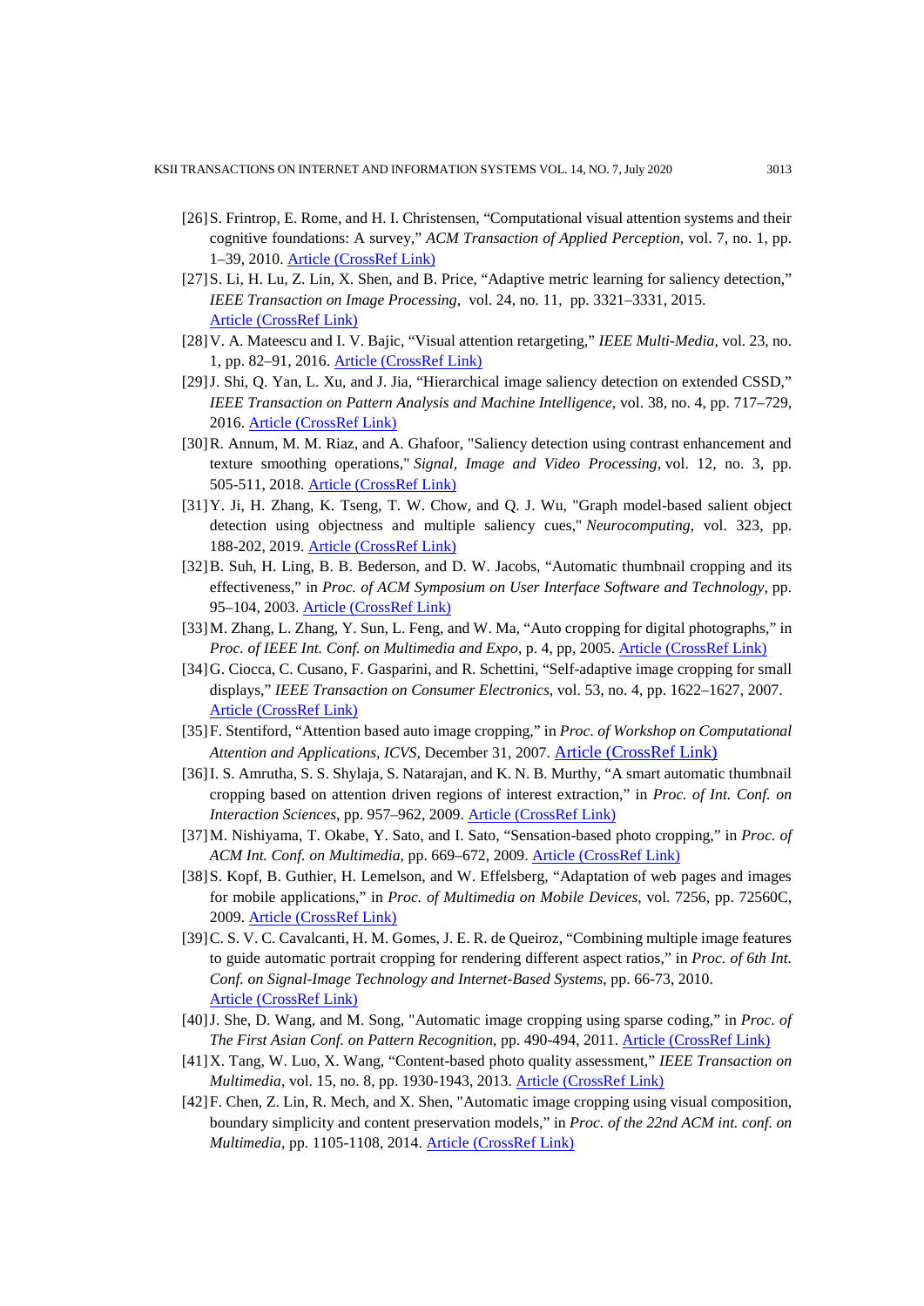[26] S. Frintrop, E. Rome, and H. I. Christensen, “Computational visual attention systems and their cognitive foundations: A survey,” *ACM Transaction of Applied Perception*, vol. 7, no. 1, pp. 1–39, 2010. Article (CrossRef Link)

[27] S. Li, H. Lu, Z. Lin, X. Shen, and B. Price, “Adaptive metric learning for saliency detection,” *IEEE Transaction on Image Processing*, vol. 24, no. 11, pp. 3321–3331, 2015. Article (CrossRef Link)

[28] V. A. Mateescu and I. V. Bajic, “Visual attention retargeting,” *IEEE Multi-Media*, vol. 23, no. 1, pp. 82–91, 2016. Article (CrossRef Link)

[29] J. Shi, Q. Yan, L. Xu, and J. Jia, “Hierarchical image saliency detection on extended CSSD,” *IEEE Transaction on Pattern Analysis and Machine Intelligence*, vol. 38, no. 4, pp. 717–729, 2016. Article (CrossRef Link)

[30] R. Annum, M. M. Riaz, and A. Ghafoor, "Saliency detection using contrast enhancement and texture smoothing operations," *Signal, Image and Video Processing*, vol. 12, no. 3, pp. 505-511, 2018. Article (CrossRef Link)

[31] Y. Ji, H. Zhang, K. Tseng, T. W. Chow, and Q. J. Wu, "Graph model-based salient object detection using objectness and multiple saliency cues," *Neurocomputing*, vol. 323, pp. 188-202, 2019. Article (CrossRef Link)

[32] B. Suh, H. Ling, B. B. Bederson, and D. W. Jacobs, “Automatic thumbnail cropping and its effectiveness,” in *Proc. of ACM Symposium on User Interface Software and Technology*, pp. 95–104, 2003. Article (CrossRef Link)

[33] M. Zhang, L. Zhang, Y. Sun, L. Feng, and W. Ma, “Auto cropping for digital photographs,” in *Proc. of IEEE Int. Conf. on Multimedia and Expo*, p. 4, pp, 2005. Article (CrossRef Link)

[34] G. Ciocca, C. Cusano, F. Gasparini, and R. Schettini, “Self-adaptive image cropping for small displays,” *IEEE Transaction on Consumer Electronics*, vol. 53, no. 4, pp. 1622–1627, 2007. Article (CrossRef Link)

[35] F. Stentiford, “Attention based auto image cropping,” in *Proc. of Workshop on Computational Attention and Applications, ICVS*, December 31, 2007. Article (CrossRef Link)

[36] I. S. Amrutha, S. S. Shylaja, S. Natarajan, and K. N. B. Murthy, “A smart automatic thumbnail cropping based on attention driven regions of interest extraction,” in *Proc. of Int. Conf. on Interaction Sciences*, pp. 957–962, 2009. Article (CrossRef Link)

[37] M. Nishiyama, T. Okabe, Y. Sato, and I. Sato, “Sensation-based photo cropping,” in *Proc. of ACM Int. Conf. on Multimedia*, pp. 669–672, 2009. Article (CrossRef Link)

[38] S. Kopf, B. Guthier, H. Lemelson, and W. Effelsberg, “Adaptation of web pages and images for mobile applications,” in *Proc. of Multimedia on Mobile Devices*, vol. 7256, pp. 72560C, 2009. Article (CrossRef Link)

[39] C. S. V. C. Cavalcanti, H. M. Gomes, J. E. R. de Queiroz, “Combining multiple image features to guide automatic portrait cropping for rendering different aspect ratios,” in *Proc. of 6th Int. Conf. on Signal-Image Technology and Internet-Based Systems*, pp. 66-73, 2010. Article (CrossRef Link)

[40] J. She, D. Wang, and M. Song, "Automatic image cropping using sparse coding," in *Proc. of The First Asian Conf. on Pattern Recognition*, pp. 490-494, 2011. Article (CrossRef Link)

[41] X. Tang, W. Luo, X. Wang, “Content-based photo quality assessment,” *IEEE Transaction on Multimedia*, vol. 15, no. 8, pp. 1930-1943, 2013. Article (CrossRef Link)

[42] F. Chen, Z. Lin, R. Mech, and X. Shen, "Automatic image cropping using visual composition, boundary simplicity and content preservation models," in *Proc. of the 22nd ACM int. conf. on Multimedia*, pp. 1105-1108, 2014. Article (CrossRef Link)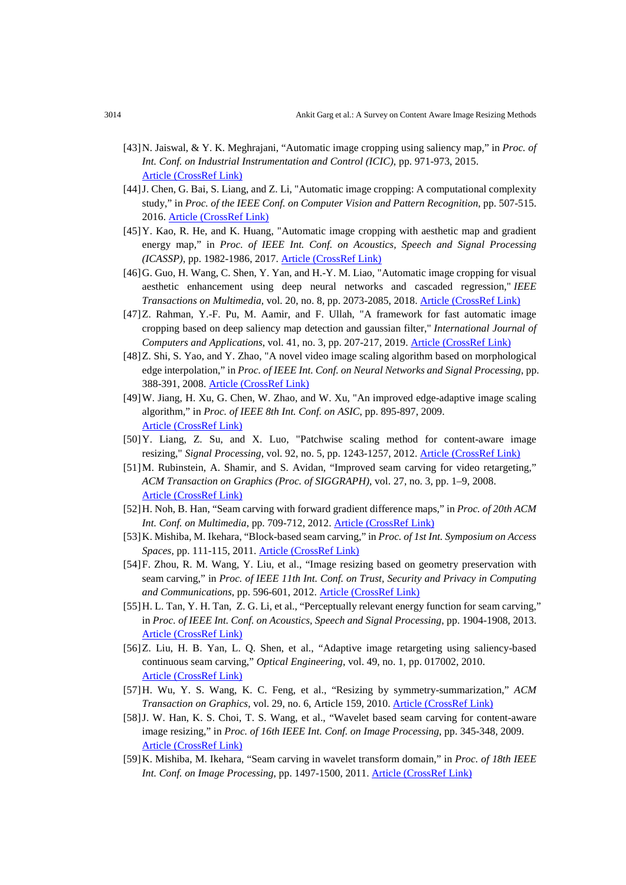[43] N. Jaiswal, & Y. K. Meghrajani, "Automatic image cropping using saliency map," in *Proc. of Int. Conf. on Industrial Instrumentation and Control (ICIC)*, pp. 971-973, 2015. Article (CrossRef Link)

[44] J. Chen, G. Bai, S. Liang, and Z. Li, "Automatic image cropping: A computational complexity study," in *Proc. of the IEEE Conf. on Computer Vision and Pattern Recognition*, pp. 507-515. 2016. Article (CrossRef Link)

[45] Y. Kao, R. He, and K. Huang, "Automatic image cropping with aesthetic map and gradient energy map," in *Proc. of IEEE Int. Conf. on Acoustics, Speech and Signal Processing (ICASSP)*, pp. 1982-1986, 2017. Article (CrossRef Link)

[46] G. Guo, H. Wang, C. Shen, Y. Yan, and H.-Y. M. Liao, "Automatic image cropping for visual aesthetic enhancement using deep neural networks and cascaded regression," *IEEE Transactions on Multimedia*, vol. 20, no. 8, pp. 2073-2085, 2018. Article (CrossRef Link)

[47] Z. Rahman, Y.-F. Pu, M. Aamir, and F. Ullah, "A framework for fast automatic image cropping based on deep saliency map detection and gaussian filter," *International Journal of Computers and Applications*, vol. 41, no. 3, pp. 207-217, 2019. Article (CrossRef Link)

[48] Z. Shi, S. Yao, and Y. Zhao, "A novel video image scaling algorithm based on morphological edge interpolation," in *Proc. of IEEE Int. Conf. on Neural Networks and Signal Processing*, pp. 388-391, 2008. Article (CrossRef Link)

[49] W. Jiang, H. Xu, G. Chen, W. Zhao, and W. Xu, "An improved edge-adaptive image scaling algorithm," in *Proc. of IEEE 8th Int. Conf. on ASIC*, pp. 895-897, 2009. Article (CrossRef Link)

[50] Y. Liang, Z. Su, and X. Luo, "Patchwise scaling method for content-aware image resizing," *Signal Processing*, vol. 92, no. 5, pp. 1243-1257, 2012. Article (CrossRef Link)

[51] M. Rubinstein, A. Shamir, and S. Avidan, "Improved seam carving for video retargeting," *ACM Transaction on Graphics (Proc. of SIGGRAPH)*, vol. 27, no. 3, pp. 1–9, 2008. Article (CrossRef Link)

[52] H. Noh, B. Han, "Seam carving with forward gradient difference maps," in *Proc. of 20th ACM Int. Conf. on Multimedia*, pp. 709-712, 2012. Article (CrossRef Link)

[53] K. Mishiba, M. Ikehara, "Block-based seam carving," in *Proc. of 1st Int. Symposium on Access Spaces*, pp. 111-115, 2011. Article (CrossRef Link)

[54] F. Zhou, R. M. Wang, Y. Liu, et al., "Image resizing based on geometry preservation with seam carving," in *Proc. of IEEE 11th Int. Conf. on Trust, Security and Privacy in Computing and Communications*, pp. 596-601, 2012. Article (CrossRef Link)

[55] H. L. Tan, Y. H. Tan, Z. G. Li, et al., "Perceptually relevant energy function for seam carving," in *Proc. of IEEE Int. Conf. on Acoustics, Speech and Signal Processing*, pp. 1904-1908, 2013. Article (CrossRef Link)

[56] Z. Liu, H. B. Yan, L. Q. Shen, et al., "Adaptive image retargeting using saliency-based continuous seam carving," *Optical Engineering*, vol. 49, no. 1, pp. 017002, 2010. Article (CrossRef Link)

[57] H. Wu, Y. S. Wang, K. C. Feng, et al., "Resizing by symmetry-summarization," *ACM Transaction on Graphics*, vol. 29, no. 6, Article 159, 2010. Article (CrossRef Link)

[58] J. W. Han, K. S. Choi, T. S. Wang, et al., "Wavelet based seam carving for content-aware image resizing," in *Proc. of 16th IEEE Int. Conf. on Image Processing*, pp. 345-348, 2009. Article (CrossRef Link)

[59] K. Mishiba, M. Ikehara, "Seam carving in wavelet transform domain," in *Proc. of 18th IEEE Int. Conf. on Image Processing*, pp. 1497-1500, 2011. Article (CrossRef Link)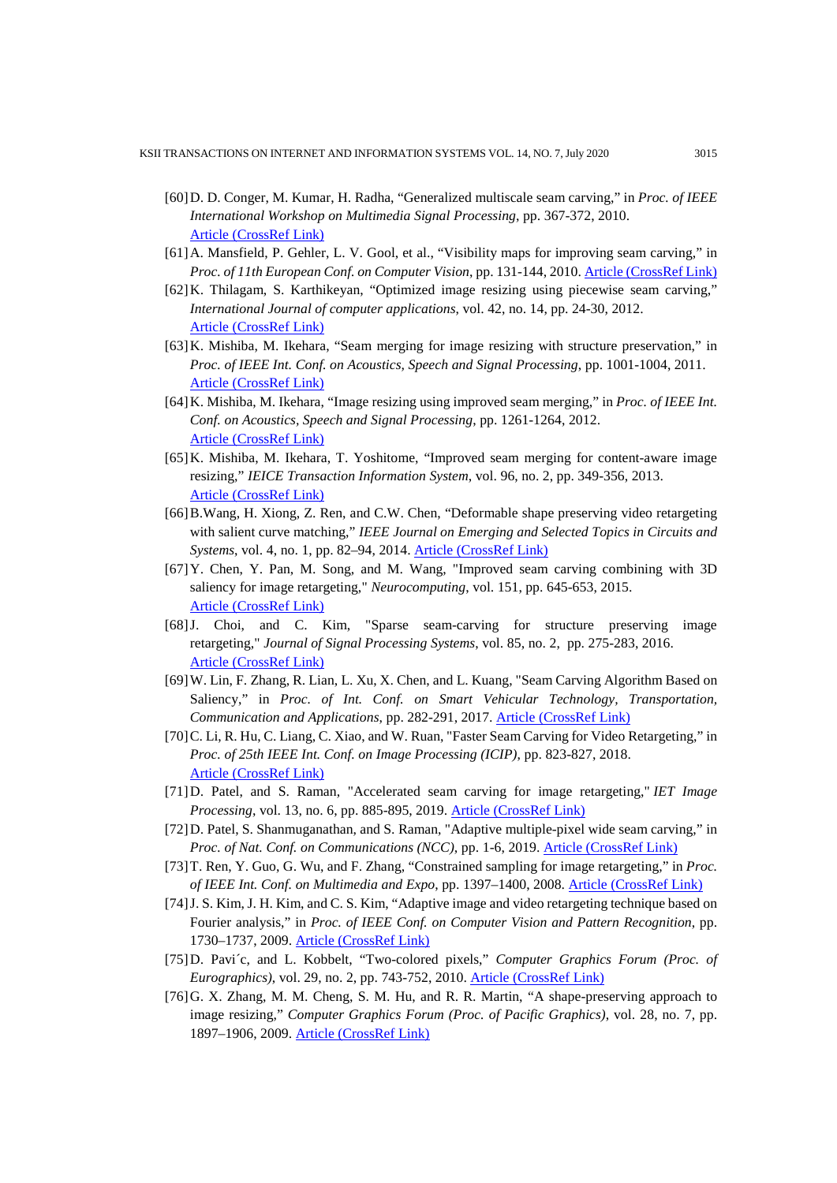[60] D. D. Conger, M. Kumar, H. Radha, "Generalized multiscale seam carving," in *Proc. of IEEE International Workshop on Multimedia Signal Processing*, pp. 367-372, 2010. Article (CrossRef Link)

[61] A. Mansfield, P. Gehler, L. V. Gool, et al., "Visibility maps for improving seam carving," in *Proc. of 11th European Conf. on Computer Vision*, pp. 131-144, 2010. Article (CrossRef Link)

[62] K. Thilagam, S. Karthikeyan, "Optimized image resizing using piecewise seam carving," *International Journal of computer applications*, vol. 42, no. 14, pp. 24-30, 2012. Article (CrossRef Link)

[63] K. Mishiba, M. Ikehara, "Seam merging for image resizing with structure preservation," in *Proc. of IEEE Int. Conf. on Acoustics, Speech and Signal Processing*, pp. 1001-1004, 2011. Article (CrossRef Link)

[64] K. Mishiba, M. Ikehara, "Image resizing using improved seam merging," in *Proc. of IEEE Int. Conf. on Acoustics, Speech and Signal Processing*, pp. 1261-1264, 2012. Article (CrossRef Link)

[65] K. Mishiba, M. Ikehara, T. Yoshitome, "Improved seam merging for content-aware image resizing," *IEICE Transaction Information System*, vol. 96, no. 2, pp. 349-356, 2013. Article (CrossRef Link)

[66] B.Wang, H. Xiong, Z. Ren, and C.W. Chen, "Deformable shape preserving video retargeting with salient curve matching," *IEEE Journal on Emerging and Selected Topics in Circuits and Systems*, vol. 4, no. 1, pp. 82–94, 2014. Article (CrossRef Link)

[67] Y. Chen, Y. Pan, M. Song, and M. Wang, "Improved seam carving combining with 3D saliency for image retargeting," *Neurocomputing*, vol. 151, pp. 645-653, 2015. Article (CrossRef Link)

[68] J. Choi, and C. Kim, "Sparse seam-carving for structure preserving image retargeting," *Journal of Signal Processing Systems*, vol. 85, no. 2, pp. 275-283, 2016. Article (CrossRef Link)

[69] W. Lin, F. Zhang, R. Lian, L. Xu, X. Chen, and L. Kuang, "Seam Carving Algorithm Based on Saliency," in *Proc. of Int. Conf. on Smart Vehicular Technology, Transportation, Communication and Applications*, pp. 282-291, 2017. Article (CrossRef Link)

[70] C. Li, R. Hu, C. Liang, C. Xiao, and W. Ruan, "Faster Seam Carving for Video Retargeting," in *Proc. of 25th IEEE Int. Conf. on Image Processing (ICIP)*, pp. 823-827, 2018. Article (CrossRef Link)

[71] D. Patel, and S. Raman, "Accelerated seam carving for image retargeting," *IET Image Processing*, vol. 13, no. 6, pp. 885-895, 2019. Article (CrossRef Link)

[72] D. Patel, S. Shanmuganathan, and S. Raman, "Adaptive multiple-pixel wide seam carving," in *Proc. of Nat. Conf. on Communications (NCC)*, pp. 1-6, 2019. Article (CrossRef Link)

[73] T. Ren, Y. Guo, G. Wu, and F. Zhang, "Constrained sampling for image retargeting," in *Proc. of IEEE Int. Conf. on Multimedia and Expo*, pp. 1397–1400, 2008. Article (CrossRef Link)

[74] J. S. Kim, J. H. Kim, and C. S. Kim, "Adaptive image and video retargeting technique based on Fourier analysis," in *Proc. of IEEE Conf. on Computer Vision and Pattern Recognition*, pp. 1730–1737, 2009. Article (CrossRef Link)

[75] D. Pavić, and L. Kobbelt, "Two-colored pixels," *Computer Graphics Forum (Proc. of Eurographics)*, vol. 29, no. 2, pp. 743-752, 2010. Article (CrossRef Link)

[76] G. X. Zhang, M. M. Cheng, S. M. Hu, and R. R. Martin, "A shape-preserving approach to image resizing," *Computer Graphics Forum (Proc. of Pacific Graphics)*, vol. 28, no. 7, pp. 1897–1906, 2009. Article (CrossRef Link)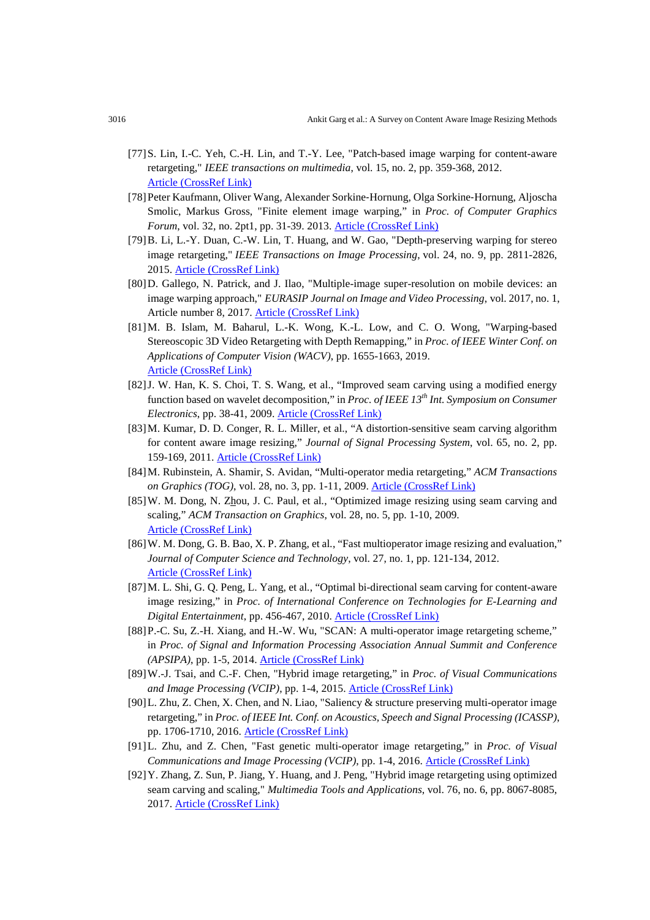[77] S. Lin, I.-C. Yeh, C.-H. Lin, and T.-Y. Lee, "Patch-based image warping for content-aware retargeting," *IEEE transactions on multimedia*, vol. 15, no. 2, pp. 359-368, 2012. Article (CrossRef Link)

[78] Peter Kaufmann, Oliver Wang, Alexander Sorkine-Hornung, Olga Sorkine-Hornung, Aljoscha Smolic, Markus Gross, "Finite element image warping," in *Proc. of Computer Graphics Forum*, vol. 32, no. 2pt1, pp. 31-39. 2013. Article (CrossRef Link)

[79] B. Li, L.-Y. Duan, C.-W. Lin, T. Huang, and W. Gao, "Depth-preserving warping for stereo image retargeting," *IEEE Transactions on Image Processing*, vol. 24, no. 9, pp. 2811-2826, 2015. Article (CrossRef Link)

[80] D. Gallego, N. Patrick, and J. Ilao, "Multiple-image super-resolution on mobile devices: an image warping approach," *EURASIP Journal on Image and Video Processing*, vol. 2017, no. 1, Article number 8, 2017. Article (CrossRef Link)

[81] M. B. Islam, M. Baharul, L.-K. Wong, K.-L. Low, and C. O. Wong, "Warping-based Stereoscopic 3D Video Retargeting with Depth Remapping," in *Proc. of IEEE Winter Conf. on Applications of Computer Vision (WACV)*, pp. 1655-1663, 2019. Article (CrossRef Link)

[82] J. W. Han, K. S. Choi, T. S. Wang, et al., "Improved seam carving using a modified energy function based on wavelet decomposition," in *Proc. of IEEE 13th Int. Symposium on Consumer Electronics*, pp. 38-41, 2009. Article (CrossRef Link)

[83] M. Kumar, D. D. Conger, R. L. Miller, et al., "A distortion-sensitive seam carving algorithm for content aware image resizing," *Journal of Signal Processing System*, vol. 65, no. 2, pp. 159-169, 2011. Article (CrossRef Link)

[84] M. Rubinstein, A. Shamir, S. Avidan, "Multi-operator media retargeting," *ACM Transactions on Graphics (TOG)*, vol. 28, no. 3, pp. 1-11, 2009. Article (CrossRef Link)

[85] W. M. Dong, N. Zhou, J. C. Paul, et al., "Optimized image resizing using seam carving and scaling," *ACM Transaction on Graphics*, vol. 28, no. 5, pp. 1-10, 2009. Article (CrossRef Link)

[86] W. M. Dong, G. B. Bao, X. P. Zhang, et al., "Fast multioperator image resizing and evaluation," *Journal of Computer Science and Technology*, vol. 27, no. 1, pp. 121-134, 2012. Article (CrossRef Link)

[87] M. L. Shi, G. Q. Peng, L. Yang, et al., "Optimal bi-directional seam carving for content-aware image resizing," in *Proc. of International Conference on Technologies for E-Learning and Digital Entertainment*, pp. 456-467, 2010. Article (CrossRef Link)

[88] P.-C. Su, Z.-H. Xiang, and H.-W. Wu, "SCAN: A multi-operator image retargeting scheme," in *Proc. of Signal and Information Processing Association Annual Summit and Conference (APSIPA)*, pp. 1-5, 2014. Article (CrossRef Link)

[89] W.-J. Tsai, and C.-F. Chen, "Hybrid image retargeting," in *Proc. of Visual Communications and Image Processing (VCIP)*, pp. 1-4, 2015. Article (CrossRef Link)

[90] L. Zhu, Z. Chen, X. Chen, and N. Liao, "Saliency & structure preserving multi-operator image retargeting," in *Proc. of IEEE Int. Conf. on Acoustics, Speech and Signal Processing (ICASSP)*, pp. 1706-1710, 2016. Article (CrossRef Link)

[91] L. Zhu, and Z. Chen, "Fast genetic multi-operator image retargeting," in *Proc. of Visual Communications and Image Processing (VCIP)*, pp. 1-4, 2016. Article (CrossRef Link)

[92] Y. Zhang, Z. Sun, P. Jiang, Y. Huang, and J. Peng, "Hybrid image retargeting using optimized seam carving and scaling," *Multimedia Tools and Applications*, vol. 76, no. 6, pp. 8067-8085, 2017. Article (CrossRef Link)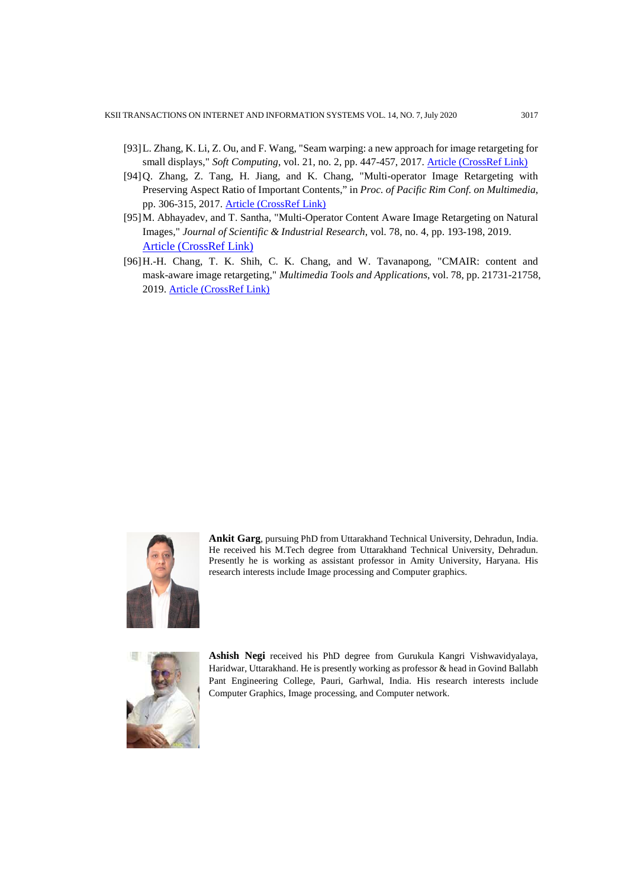[93] L. Zhang, K. Li, Z. Ou, and F. Wang, "Seam warping: a new approach for image retargeting for small displays," *Soft Computing*, vol. 21, no. 2, pp. 447-457, 2017. Article (CrossRef Link)

[94] Q. Zhang, Z. Tang, H. Jiang, and K. Chang, "Multi-operator Image Retargeting with Preserving Aspect Ratio of Important Contents," in *Proc. of Pacific Rim Conf. on Multimedia*, pp. 306-315, 2017. Article (CrossRef Link)

[95] M. Abhayadev, and T. Santha, "Multi-Operator Content Aware Image Retargeting on Natural Images," *Journal of Scientific & Industrial Research*, vol. 78, no. 4, pp. 193-198, 2019. Article (CrossRef Link)

[96] H.-H. Chang, T. K. Shih, C. K. Chang, and W. Tavanapong, "CMAIR: content and mask-aware image retargeting," *Multimedia Tools and Applications*, vol. 78, pp. 21731-21758, 2019. Article (CrossRef Link)

**Ankit Garg**, pursuing PhD from Uttarakhand Technical University, Dehradun, India. He received his M.Tech degree from Uttarakhand Technical University, Dehradun. Presently he is working as assistant professor in Amity University, Haryana. His research interests include Image processing and Computer graphics.

**Ashish Negi** received his PhD degree from Gurukula Kangri Vishwavidyalaya, Haridwar, Uttarakhand. He is presently working as professor & head in Govind Ballabh Pant Engineering College, Pauri, Garhwal, India. His research interests include Computer Graphics, Image processing, and Computer network.